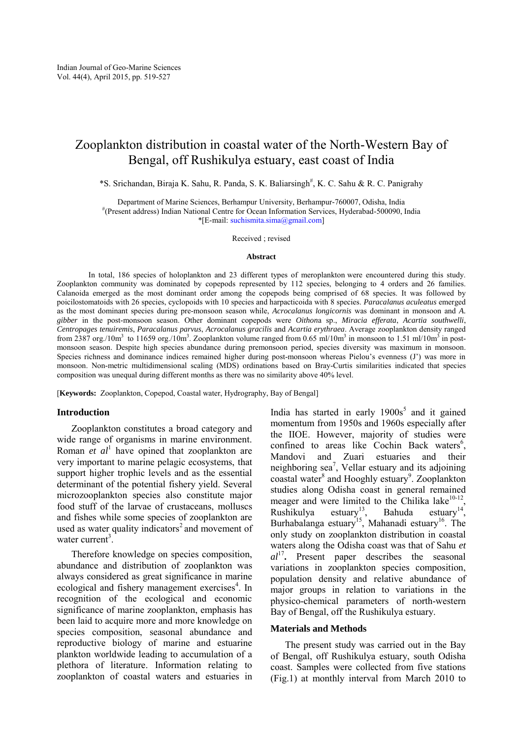# Zooplankton distribution in coastal water of the North-Western Bay of Bengal, off Rushikulya estuary, east coast of India

*S. Srichandan, Biraja K. Sahu, R. Panda, S. K. Baliarsingh[#], K. C. Sahu & R. C. Panigrahy

Department of Marine Sciences, Berhampur University, Berhampur-760007, Odisha, India
[#](Present address) Indian National Centre for Ocean Information Services, Hyderabad-500090, India
*[E-mail: suchismita.sima@gmail.com]

Received ; revised

### Abstract

In total, 186 species of holoplankton and 23 different types of meroplankton were encountered during this study. Zooplankton community was dominated by copepods represented by 112 species, belonging to 4 orders and 26 families. Calanoida emerged as the most dominant order among the copepods being comprised of 68 species. It was followed by poicilostomatoids with 26 species, cyclopoids with 10 species and harpacticoida with 8 species. *Paracalanus aculeatus* emerged as the most dominant species during pre-monsoon season while, *Acrocalanus longicornis* was dominant in monsoon and *A. gibber* in the post-monsoon season. Other dominant copepods were *Oithona* sp., *Miracia efferata*, *Acartia southwelli*, *Centropages tenuiremis*, *Paracalanus parvus*, *Acrocalanus gracilis* and *Acartia erythraea*. Average zooplankton density ranged from 2387 org./10m$^3$ to 11659 org./10m$^3$. Zooplankton volume ranged from 0.65 ml/10m$^3$ in monsoon to 1.51 ml/10m$^3$ in post-monsoon season. Despite high species abundance during premonsoon period, species diversity was maximum in monsoon. Species richness and dominance indices remained higher during post-monsoon whereas Pielou's evenness (J') was more in monsoon. Non-metric multidimensional scaling (MDS) ordinations based on Bray-Curtis similarities indicated that species composition was unequal during different months as there was no similarity above 40% level.

[**Keywords:** Zooplankton, Copepod, Coastal water, Hydrography, Bay of Bengal]

## Introduction

Zooplankton constitutes a broad category and wide range of organisms in marine environment. Roman *et al*[1] have opined that zooplankton are very important to marine pelagic ecosystems, that support higher trophic levels and as the essential determinant of the potential fishery yield. Several microzooplankton species also constitute major food stuff of the larvae of crustaceans, molluscs and fishes while some species of zooplankton are used as water quality indicators[2] and movement of water current[3].

Therefore knowledge on species composition, abundance and distribution of zooplankton was always considered as great significance in marine ecological and fishery management exercises[4]. In recognition of the ecological and economic significance of marine zooplankton, emphasis has been laid to acquire more and more knowledge on species composition, seasonal abundance and reproductive biology of marine and estuarine plankton worldwide leading to accumulation of a plethora of literature. Information relating to zooplankton of coastal waters and estuaries in India has started in early 1900s[5] and it gained momentum from 1950s and 1960s especially after the IIOE. However, majority of studies were confined to areas like Cochin Back waters[6], Mandovi and Zuari estuaries and their neighboring sea[7], Vellar estuary and its adjoining coastal water[8] and Hooghly estuary[9]. Zooplankton studies along Odisha coast in general remained meager and were limited to the Chilika lake[10-12], Rushikulya estuary[13], Bahuda estuary[14], Burhabalanga estuary[15], Mahanadi estuary[16]. The only study on zooplankton distribution in coastal waters along the Odisha coast was that of Sahu *et al*[17]. Present paper describes the seasonal variations in zooplankton species composition, population density and relative abundance of major groups in relation to variations in the physico-chemical parameters of north-western Bay of Bengal, off the Rushikulya estuary.

## Materials and Methods

The present study was carried out in the Bay of Bengal, off Rushikulya estuary, south Odisha coast. Samples were collected from five stations (Fig.1) at monthly interval from March 2010 to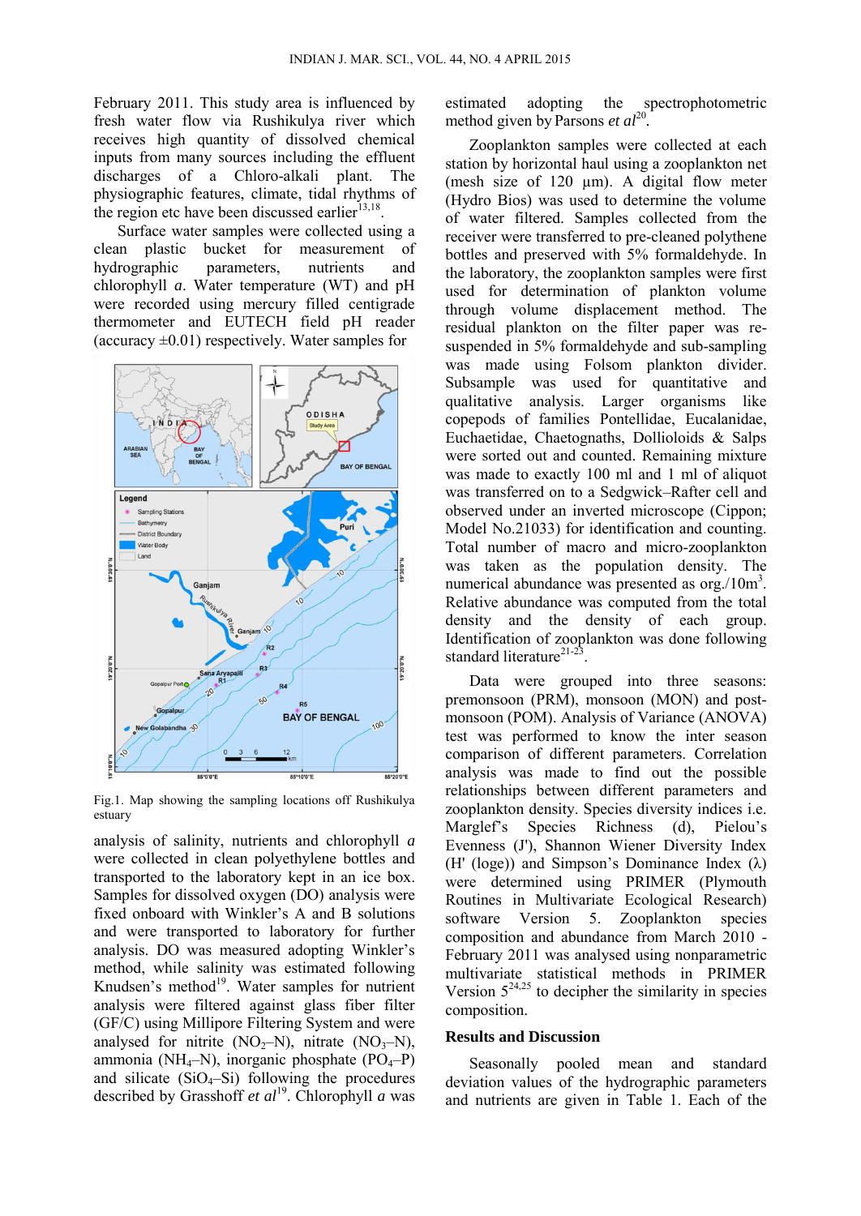February 2011. This study area is influenced by fresh water flow via Rushikulya river which receives high quantity of dissolved chemical inputs from many sources including the effluent discharges of a Chloro-alkali plant. The physiographic features, climate, tidal rhythms of the region etc have been discussed earlier[13,18].

Surface water samples were collected using a clean plastic bucket for measurement of hydrographic parameters, nutrients and chlorophyll *a*. Water temperature (WT) and pH were recorded using mercury filled centigrade thermometer and EUTECH field pH reader (accuracy ±0.01) respectively. Water samples for analysis of salinity, nutrients and chlorophyll *a* were collected in clean polyethylene bottles and transported to the laboratory kept in an ice box. Samples for dissolved oxygen (DO) analysis were fixed onboard with Winkler's A and B solutions and were transported to laboratory for further analysis. DO was measured adopting Winkler's method, while salinity was estimated following Knudsen's method[19]. Water samples for nutrient analysis were filtered against glass fiber filter (GF/C) using Millipore Filtering System and were analysed for nitrite ($NO_2$–N), nitrate ($NO_3$–N), ammonia ($NH_4$–N), inorganic phosphate ($PO_4$–P) and silicate ($SiO_4$–Si) following the procedures described by Grasshoff *et al*[19]. Chlorophyll *a* was estimated adopting the spectrophotometric method given by Parsons *et al*[20].

Fig.1. Map showing the sampling locations off Rushikulya estuary

Zooplankton samples were collected at each station by horizontal haul using a zooplankton net (mesh size of 120 µm). A digital flow meter (Hydro Bios) was used to determine the volume of water filtered. Samples collected from the receiver were transferred to pre-cleaned polythene bottles and preserved with 5% formaldehyde. In the laboratory, the zooplankton samples were first used for determination of plankton volume through volume displacement method. The residual plankton on the filter paper was re-suspended in 5% formaldehyde and sub-sampling was made using Folsom plankton divider. Subsample was used for quantitative and qualitative analysis. Larger organisms like copepods of families Pontellidae, Eucalanidae, Euchaetidae, Chaetognaths, Dollioloids & Salps were sorted out and counted. Remaining mixture was made to exactly 100 ml and 1 ml of aliquot was transferred on to a Sedgwick–Rafter cell and observed under an inverted microscope (Cippon; Model No.21033) for identification and counting. Total number of macro and micro-zooplankton was taken as the population density. The numerical abundance was presented as org./10m$^3$. Relative abundance was computed from the total density and the density of each group. Identification of zooplankton was done following standard literature[21-23].

Data were grouped into three seasons: premonsoon (PRM), monsoon (MON) and post-monsoon (POM). Analysis of Variance (ANOVA) test was performed to know the inter season comparison of different parameters. Correlation analysis was made to find out the possible relationships between different parameters and zooplankton density. Species diversity indices i.e. Marglef's Species Richness (d), Pielou's Evenness (J'), Shannon Wiener Diversity Index (H' (loge)) and Simpson's Dominance Index (λ) were determined using PRIMER (Plymouth Routines in Multivariate Ecological Research) software Version 5. Zooplankton species composition and abundance from March 2010 - February 2011 was analysed using nonparametric multivariate statistical methods in PRIMER Version 5[24,25] to decipher the similarity in species composition.

## Results and Discussion

Seasonally pooled mean and standard deviation values of the hydrographic parameters and nutrients are given in Table 1. Each of the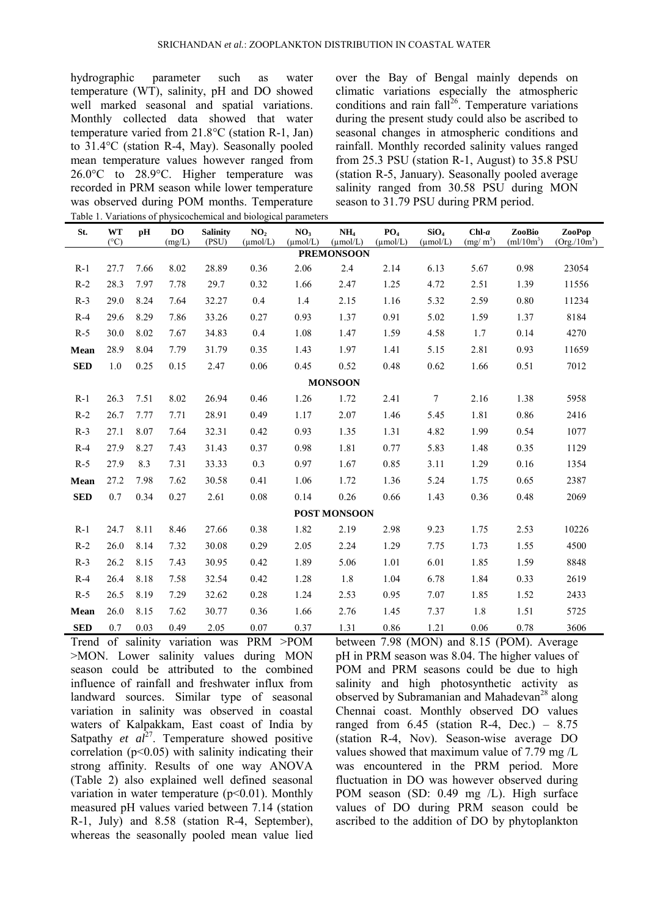hydrographic parameter such as water temperature (WT), salinity, pH and DO showed well marked seasonal and spatial variations. Monthly collected data showed that water temperature varied from 21.8°C (station R-1, Jan) to 31.4°C (station R-4, May). Seasonally pooled mean temperature values however ranged from 26.0°C to 28.9°C. Higher temperature was recorded in PRM season while lower temperature was observed during POM months. Temperature over the Bay of Bengal mainly depends on climatic variations especially the atmospheric conditions and rain fall[26]. Temperature variations during the present study could also be ascribed to seasonal changes in atmospheric conditions and rainfall. Monthly recorded salinity values ranged from 25.3 PSU (station R-1, August) to 35.8 PSU (station R-5, January). Seasonally pooled average salinity ranged from 30.58 PSU during MON season to 31.79 PSU during PRM period.

Table 1. Variations of physicochemical and biological parameters

| St. | WT (°C) | pH | DO (mg/L) | Salinity (PSU) | $NO_2$ (µmol/L) | $NO_3$ (µmol/L) | $NH_4$ (µmol/L) | $PO_4$ (µmol/L) | $SiO_4$ (µmol/L) | Chl-*a* (mg/ m$^3$) | ZooBio (ml/10m$^3$) | ZooPop (Org./10m$^3$) |
|---|---|---|---|---|---|---|---|---|---|---|---|---|
| | | | | | | | **PREMONSOON** | | | | | |
| R-1 | 27.7 | 7.66 | 8.02 | 28.89 | 0.36 | 2.06 | 2.4 | 2.14 | 6.13 | 5.67 | 0.98 | 23054 |
| R-2 | 28.3 | 7.97 | 7.78 | 29.7 | 0.32 | 1.66 | 2.47 | 1.25 | 4.72 | 2.51 | 1.39 | 11556 |
| R-3 | 29.0 | 8.24 | 7.64 | 32.27 | 0.4 | 1.4 | 2.15 | 1.16 | 5.32 | 2.59 | 0.80 | 11234 |
| R-4 | 29.6 | 8.29 | 7.86 | 33.26 | 0.27 | 0.93 | 1.37 | 0.91 | 5.02 | 1.59 | 1.37 | 8184 |
| R-5 | 30.0 | 8.02 | 7.67 | 34.83 | 0.4 | 1.08 | 1.47 | 1.59 | 4.58 | 1.7 | 0.14 | 4270 |
| **Mean** | 28.9 | 8.04 | 7.79 | 31.79 | 0.35 | 1.43 | 1.97 | 1.41 | 5.15 | 2.81 | 0.93 | 11659 |
| **SED** | 1.0 | 0.25 | 0.15 | 2.47 | 0.06 | 0.45 | 0.52 | 0.48 | 0.62 | 1.66 | 0.51 | 7012 |
| | | | | | | | **MONSOON** | | | | | |
| R-1 | 26.3 | 7.51 | 8.02 | 26.94 | 0.46 | 1.26 | 1.72 | 2.41 | 7 | 2.16 | 1.38 | 5958 |
| R-2 | 26.7 | 7.77 | 7.71 | 28.91 | 0.49 | 1.17 | 2.07 | 1.46 | 5.45 | 1.81 | 0.86 | 2416 |
| R-3 | 27.1 | 8.07 | 7.64 | 32.31 | 0.42 | 0.93 | 1.35 | 1.31 | 4.82 | 1.99 | 0.54 | 1077 |
| R-4 | 27.9 | 8.27 | 7.43 | 31.43 | 0.37 | 0.98 | 1.81 | 0.77 | 5.83 | 1.48 | 0.35 | 1129 |
| R-5 | 27.9 | 8.3 | 7.31 | 33.33 | 0.3 | 0.97 | 1.67 | 0.85 | 3.11 | 1.29 | 0.16 | 1354 |
| **Mean** | 27.2 | 7.98 | 7.62 | 30.58 | 0.41 | 1.06 | 1.72 | 1.36 | 5.24 | 1.75 | 0.65 | 2387 |
| **SED** | 0.7 | 0.34 | 0.27 | 2.61 | 0.08 | 0.14 | 0.26 | 0.66 | 1.43 | 0.36 | 0.48 | 2069 |
| | | | | | | | **POST MONSOON** | | | | | |
| R-1 | 24.7 | 8.11 | 8.46 | 27.66 | 0.38 | 1.82 | 2.19 | 2.98 | 9.23 | 1.75 | 2.53 | 10226 |
| R-2 | 26.0 | 8.14 | 7.32 | 30.08 | 0.29 | 2.05 | 2.24 | 1.29 | 7.75 | 1.73 | 1.55 | 4500 |
| R-3 | 26.2 | 8.15 | 7.43 | 30.95 | 0.42 | 1.89 | 5.06 | 1.01 | 6.01 | 1.85 | 1.59 | 8848 |
| R-4 | 26.4 | 8.18 | 7.58 | 32.54 | 0.42 | 1.28 | 1.8 | 1.04 | 6.78 | 1.84 | 0.33 | 2619 |
| R-5 | 26.5 | 8.19 | 7.29 | 32.62 | 0.28 | 1.24 | 2.53 | 0.95 | 7.07 | 1.85 | 1.52 | 2433 |
| **Mean** | 26.0 | 8.15 | 7.62 | 30.77 | 0.36 | 1.66 | 2.76 | 1.45 | 7.37 | 1.8 | 1.51 | 5725 |
| **SED** | 0.7 | 0.03 | 0.49 | 2.05 | 0.07 | 0.37 | 1.31 | 0.86 | 1.21 | 0.06 | 0.78 | 3606 |

Trend of salinity variation was PRM >POM >MON. Lower salinity values during MON season could be attributed to the combined influence of rainfall and freshwater influx from landward sources. Similar type of seasonal variation in salinity was observed in coastal waters of Kalpakkam, East coast of India by Satpathy *et al*[27]. Temperature showed positive correlation ($p<0.05$) with salinity indicating their strong affinity. Results of one way ANOVA (Table 2) also explained well defined seasonal variation in water temperature ($p<0.01$). Monthly measured pH values varied between 7.14 (station R-1, July) and 8.58 (station R-4, September), whereas the seasonally pooled mean value lied between 7.98 (MON) and 8.15 (POM). Average pH in PRM season was 8.04. The higher values of POM and PRM seasons could be due to high salinity and high photosynthetic activity as observed by Subramanian and Mahadevan[28] along Chennai coast. Monthly observed DO values ranged from 6.45 (station R-4, Dec.) – 8.75 (station R-4, Nov). Season-wise average DO values showed that maximum value of 7.79 mg /L was encountered in the PRM period. More fluctuation in DO was however observed during POM season (SD: 0.49 mg /L). High surface values of DO during PRM season could be ascribed to the addition of DO by phytoplankton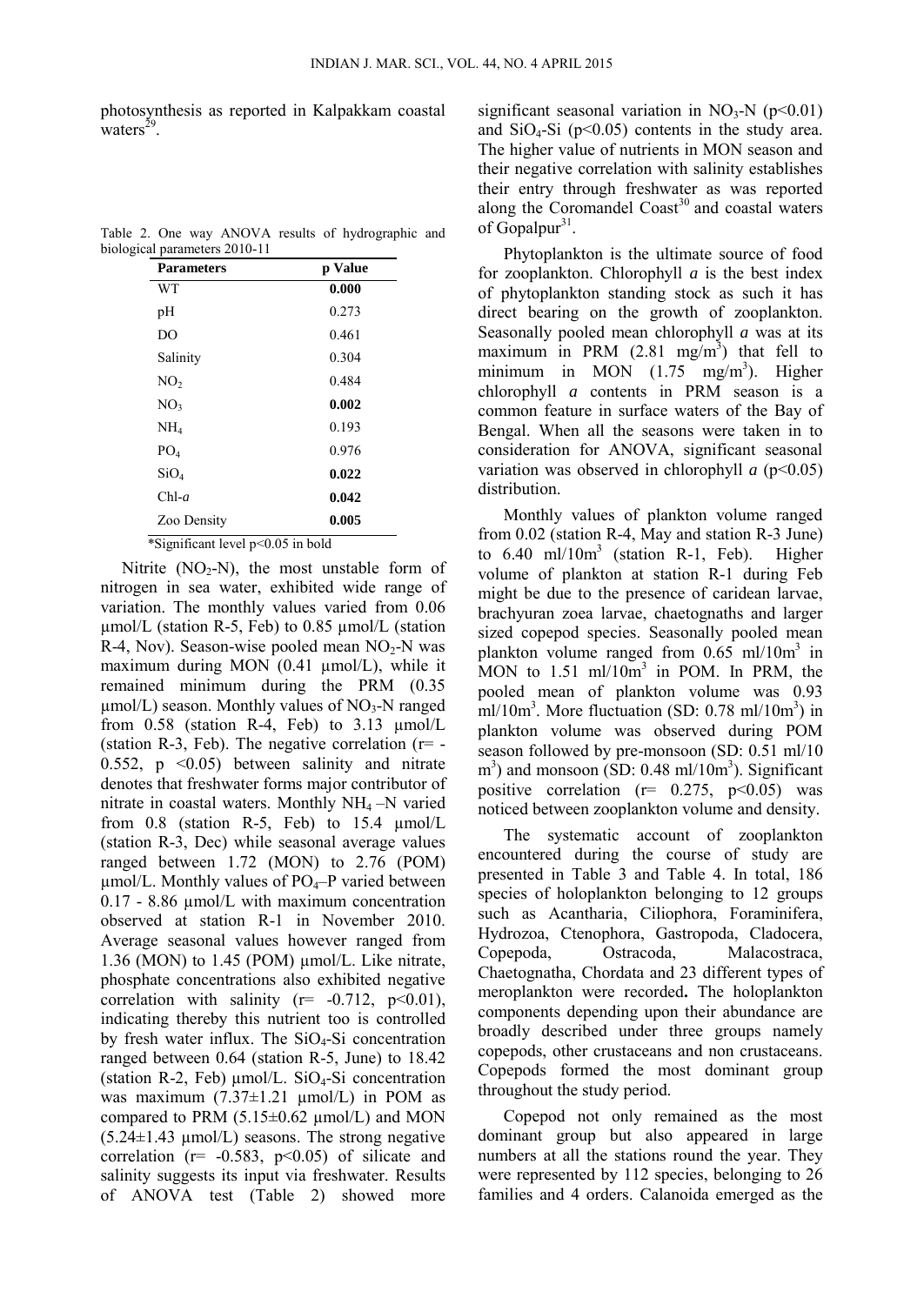photosynthesis as reported in Kalpakkam coastal waters[29].

Table 2. One way ANOVA results of hydrographic and biological parameters 2010-11

| Parameters | p Value |
|---|---|
| WT | **0.000** |
| pH | 0.273 |
| DO | 0.461 |
| Salinity | 0.304 |
| $NO_2$ | 0.484 |
| $NO_3$ | **0.002** |
| $NH_4$ | 0.193 |
| $PO_4$ | 0.976 |
| $SiO_4$ | **0.022** |
| Chl-*a* | **0.042** |
| Zoo Density | **0.005** |

*Significant level $p<0.05$ in bold

Nitrite ($NO_2$-N), the most unstable form of nitrogen in sea water, exhibited wide range of variation. The monthly values varied from 0.06 µmol/L (station R-5, Feb) to 0.85 µmol/L (station R-4, Nov). Season-wise pooled mean $NO_2$-N was maximum during MON (0.41 µmol/L), while it remained minimum during the PRM (0.35 µmol/L) season. Monthly values of $NO_3$-N ranged from 0.58 (station R-4, Feb) to 3.13 µmol/L (station R-3, Feb). The negative correlation ($r= -0.552$, $p<0.05$) between salinity and nitrate denotes that freshwater forms major contributor of nitrate in coastal waters. Monthly $NH_4$ –N varied from 0.8 (station R-5, Feb) to 15.4 µmol/L (station R-3, Dec) while seasonal average values ranged between 1.72 (MON) to 2.76 (POM) µmol/L. Monthly values of $PO_4$–P varied between 0.17 - 8.86 µmol/L with maximum concentration observed at station R-1 in November 2010. Average seasonal values however ranged from 1.36 (MON) to 1.45 (POM) µmol/L. Like nitrate, phosphate concentrations also exhibited negative correlation with salinity ($r= -0.712$, $p<0.01$), indicating thereby this nutrient too is controlled by fresh water influx. The $SiO_4$-Si concentration ranged between 0.64 (station R-5, June) to 18.42 (station R-2, Feb) µmol/L. $SiO_4$-Si concentration was maximum (7.37±1.21 µmol/L) in POM as compared to PRM (5.15±0.62 µmol/L) and MON (5.24±1.43 µmol/L) seasons. The strong negative correlation ($r= -0.583$, $p<0.05$) of silicate and salinity suggests its input via freshwater. Results of ANOVA test (Table 2) showed more significant seasonal variation in $NO_3$-N ($p<0.01$) and $SiO_4$-Si ($p<0.05$) contents in the study area. The higher value of nutrients in MON season and their negative correlation with salinity establishes their entry through freshwater as was reported along the Coromandel Coast[30] and coastal waters of Gopalpur[31].

Phytoplankton is the ultimate source of food for zooplankton. Chlorophyll *a* is the best index of phytoplankton standing stock as such it has direct bearing on the growth of zooplankton. Seasonally pooled mean chlorophyll *a* was at its maximum in PRM (2.81 $mg/m^3$) that fell to minimum in MON (1.75 $mg/m^3$). Higher chlorophyll *a* contents in PRM season is a common feature in surface waters of the Bay of Bengal. When all the seasons were taken in to consideration for ANOVA, significant seasonal variation was observed in chlorophyll *a* ($p<0.05$) distribution.

Monthly values of plankton volume ranged from 0.02 (station R-4, May and station R-3 June) to 6.40 $ml/10m^3$ (station R-1, Feb). Higher volume of plankton at station R-1 during Feb might be due to the presence of caridean larvae, brachyuran zoea larvae, chaetognaths and larger sized copepod species. Seasonally pooled mean plankton volume ranged from 0.65 $ml/10m^3$ in MON to 1.51 $ml/10m^3$ in POM. In PRM, the pooled mean of plankton volume was 0.93 $ml/10m^3$. More fluctuation (SD: 0.78 $ml/10m^3$) in plankton volume was observed during POM season followed by pre-monsoon (SD: 0.51 ml/10 $m^3$) and monsoon (SD: 0.48 $ml/10m^3$). Significant positive correlation ($r= 0.275$, $p<0.05$) was noticed between zooplankton volume and density.

The systematic account of zooplankton encountered during the course of study are presented in Table 3 and Table 4. In total, 186 species of holoplankton belonging to 12 groups such as Acantharia, Ciliophora, Foraminifera, Hydrozoa, Ctenophora, Gastropoda, Cladocera, Copepoda, Ostracoda, Malacostraca, Chaetognatha, Chordata and 23 different types of meroplankton were recorded**.** The holoplankton components depending upon their abundance are broadly described under three groups namely copepods, other crustaceans and non crustaceans. Copepods formed the most dominant group throughout the study period.

Copepod not only remained as the most dominant group but also appeared in large numbers at all the stations round the year. They were represented by 112 species, belonging to 26 families and 4 orders. Calanoida emerged as the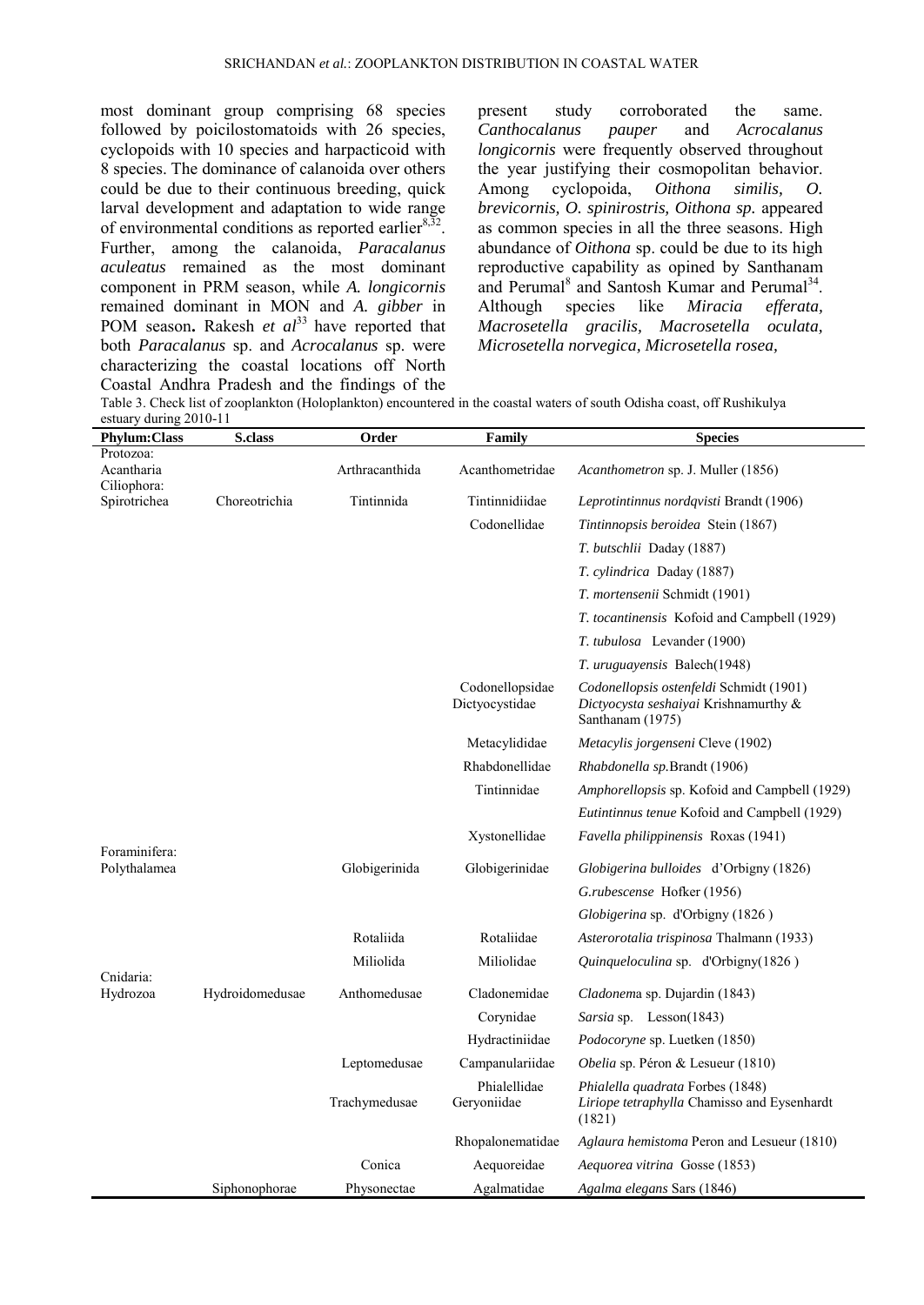most dominant group comprising 68 species followed by poicilostomatoids with 26 species, cyclopoids with 10 species and harpacticoid with 8 species. The dominance of calanoida over others could be due to their continuous breeding, quick larval development and adaptation to wide range of environmental conditions as reported earlier[8,32]. Further, among the calanoida, *Paracalanus aculeatus* remained as the most dominant component in PRM season, while *A. longicornis* remained dominant in MON and *A. gibber* in POM season**.** Rakesh *et al*[33] have reported that both *Paracalanus* sp. and *Acrocalanus* sp. were characterizing the coastal locations off North Coastal Andhra Pradesh and the findings of the present study corroborated the same. *Canthocalanus pauper* and *Acrocalanus longicornis* were frequently observed throughout the year justifying their cosmopolitan behavior. Among cyclopoida, *Oithona similis, O. brevicornis, O. spinirostris, Oithona sp.* appeared as common species in all the three seasons. High abundance of *Oithona* sp. could be due to its high reproductive capability as opined by Santhanam and Perumal[8] and Santosh Kumar and Perumal[34]. Although species like *Miracia efferata, Macrosetella gracilis, Macrosetella oculata, Microsetella norvegica, Microsetella rosea,*

Table 3. Check list of zooplankton (Holoplankton) encountered in the coastal waters of south Odisha coast, off Rushikulya estuary during 2010-11

| Phylum:Class | S.class | Order | Family | Species |
|---|---|---|---|---|
| Protozoa: Acantharia | | Arthracanthida | Acanthometridae | *Acanthometron* sp. J. Muller (1856) |
| Ciliophora: Spirotrichea | Choreotrichia | Tintinnida | Tintinnidiidae | *Leprotintinnus nordqvisti* Brandt (1906) |
| | | | Codonellidae | *Tintinnopsis beroidea* Stein (1867) |
| | | | | *T. butschlii* Daday (1887) |
| | | | | *T. cylindrica* Daday (1887) |
| | | | | *T. mortensenii* Schmidt (1901) |
| | | | | *T. tocantinensis* Kofoid and Campbell (1929) |
| | | | | *T. tubulosa* Levander (1900) |
| | | | | *T. uruguayensis* Balech(1948) |
| | | | Codonellopsidae | *Codonellopsis ostenfeldi* Schmidt (1901) |
| | | | Dictyocystidae | *Dictyocysta seshaiyai* Krishnamurthy & Santhanam (1975) |
| | | | Metacylididae | *Metacylis jorgenseni* Cleve (1902) |
| | | | Rhabdonellidae | *Rhabdonella sp.*Brandt (1906) |
| | | | Tintinnidae | *Amphorellopsis* sp. Kofoid and Campbell (1929) |
| | | | | *Eutintinnus tenue* Kofoid and Campbell (1929) |
| | | | Xystonellidae | *Favella philippinensis* Roxas (1941) |
| Foraminifera: Polythalamea | | Globigerinida | Globigerinidae | *Globigerina bulloides* d'Orbigny (1826) |
| | | | | *G.rubescense* Hofker (1956) |
| | | | | *Globigerina* sp. d'Orbigny (1826 ) |
| | | Rotaliida | Rotaliidae | *Asterorotalia trispinosa* Thalmann (1933) |
| | | Miliolida | Miliolidae | *Quinqueloculina* sp. d'Orbigny(1826 ) |
| Cnidaria: Hydrozoa | Hydroidomedusae | Anthomedusae | Cladonemidae | *Cladonema* sp. Dujardin (1843) |
| | | | Corynidae | *Sarsia* sp. Lesson(1843) |
| | | | Hydractiniidae | *Podocoryne* sp. Luetken (1850) |
| | | Leptomedusae | Campanulariidae | *Obelia* sp. Péron & Lesueur (1810) |
| | | | Phialellidae | *Phialella quadrata* Forbes (1848) |
| | | Trachymedusae | Geryoniidae | *Liriope tetraphylla* Chamisso and Eysenhardt (1821) |
| | | | Rhopalonematidae | *Aglaura hemistoma* Peron and Lesueur (1810) |
| | | Conica | Aequoreidae | *Aequorea vitrina* Gosse (1853) |
| | Siphonophorae | Physonectae | Agalmatidae | *Agalma elegans* Sars (1846) |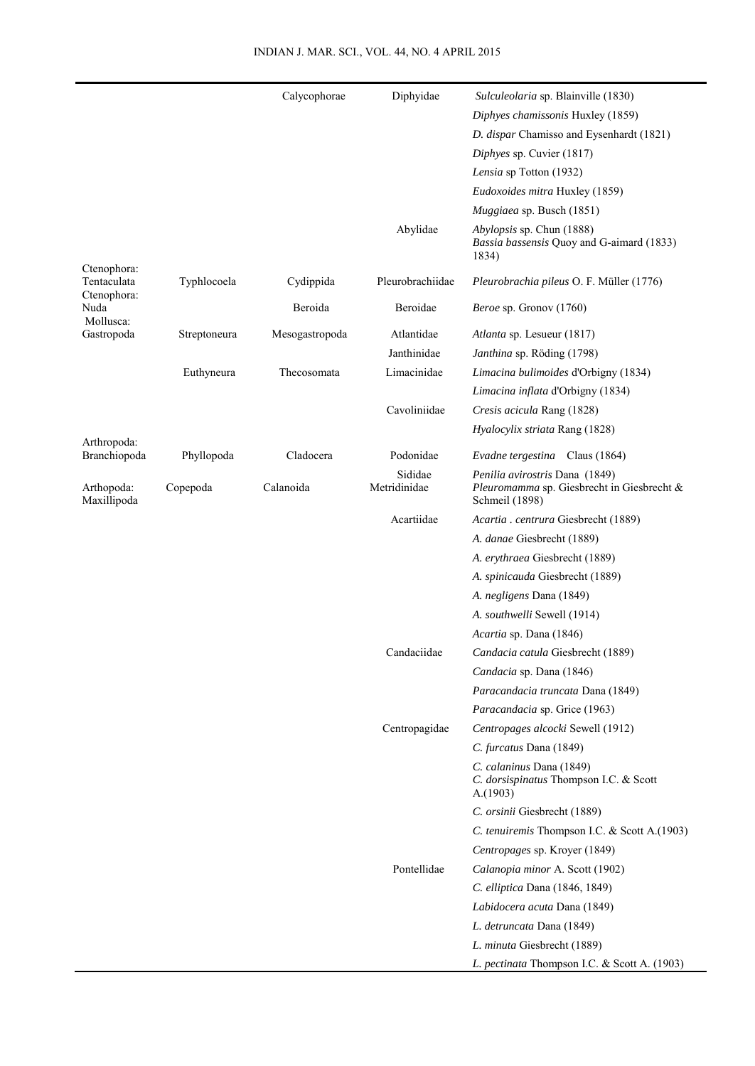| | | | | |
|---|---|---|---|---|
| | | Calycophorae | Diphyidae | *Sulculeolaria* sp. Blainville (1830) |
| | | | | *Diphyes chamissonis* Huxley (1859) |
| | | | | *D. dispar* Chamisso and Eysenhardt (1821) |
| | | | | *Diphyes* sp. Cuvier (1817) |
| | | | | *Lensia* sp Totton (1932) |
| | | | | *Eudoxoides mitra* Huxley (1859) |
| | | | | *Muggiaea* sp. Busch (1851) |
| | | | Abylidae | *Abylopsis* sp. Chun (1888) |
| | | | | *Bassia bassensis* Quoy and G-aimard (1833) 1834) |
| Ctenophora: Tentaculata | Typhlocoela | Cydippida | Pleurobrachiidae | *Pleurobrachia pileus* O. F. Müller (1776) |
| Ctenophora: Nuda | | Beroida | Beroidae | *Beroe* sp. Gronov (1760) |
| Mollusca: Gastropoda | Streptoneura | Mesogastropoda | Atlantidae | *Atlanta* sp. Lesueur (1817) |
| | | | Janthinidae | *Janthina* sp. Röding (1798) |
| | Euthyneura | Thecosomata | Limacinidae | *Limacina bulimoides* d'Orbigny (1834) |
| | | | | *Limacina inflata* d'Orbigny (1834) |
| | | | Cavoliniidae | *Cresis acicula* Rang (1828) |
| | | | | *Hyalocylix striata* Rang (1828) |
| Arthropoda: Branchiopoda | Phyllopoda | Cladocera | Podonidae | *Evadne tergestina* Claus (1864) |
| | | | Sididae | *Penilia avirostris* Dana (1849) |
| Arthopoda: Maxillipoda | Copepoda | Calanoida | Metridinidae | *Pleuromamma* sp. Giesbrecht in Giesbrecht & Schmeil (1898) |
| | | | Acartiidae | *Acartia . centrura* Giesbrecht (1889) |
| | | | | *A. danae* Giesbrecht (1889) |
| | | | | *A. erythraea* Giesbrecht (1889) |
| | | | | *A. spinicauda* Giesbrecht (1889) |
| | | | | *A. negligens* Dana (1849) |
| | | | | *A. southwelli* Sewell (1914) |
| | | | | *Acartia* sp. Dana (1846) |
| | | | Candaciidae | *Candacia catula* Giesbrecht (1889) |
| | | | | *Candacia* sp. Dana (1846) |
| | | | | *Paracandacia truncata* Dana (1849) |
| | | | | *Paracandacia* sp. Grice (1963) |
| | | | Centropagidae | *Centropages alcocki* Sewell (1912) |
| | | | | *C. furcatus* Dana (1849) |
| | | | | *C. calaninus* Dana (1849) |
| | | | | *C. dorsispinatus* Thompson I.C. & Scott A.(1903) |
| | | | | *C. orsinii* Giesbrecht (1889) |
| | | | | *C. tenuiremis* Thompson I.C. & Scott A.(1903) |
| | | | | *Centropages* sp. Kroyer (1849) |
| | | | Pontellidae | *Calanopia minor* A. Scott (1902) |
| | | | | *C. elliptica* Dana (1846, 1849) |
| | | | | *Labidocera acuta* Dana (1849) |
| | | | | *L. detruncata* Dana (1849) |
| | | | | *L. minuta* Giesbrecht (1889) |
| | | | | *L. pectinata* Thompson I.C. & Scott A. (1903) |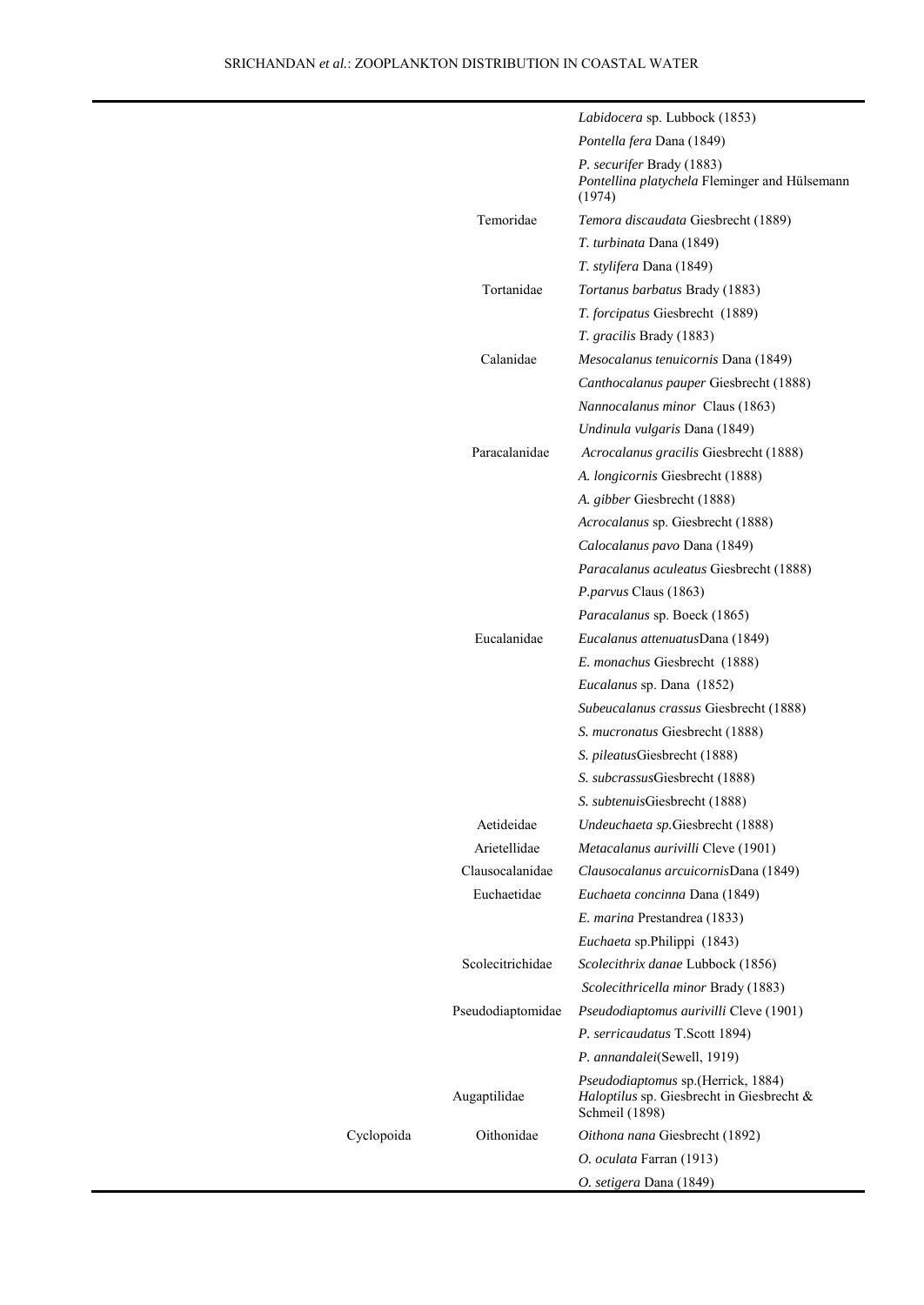| | | |
|---|---|---|
| | | *Labidocera* sp. Lubbock (1853) |
| | | *Pontella fera* Dana (1849) |
| | | *P. securifer* Brady (1883) |
| | | *Pontellina platychela* Fleminger and Hülsemann (1974) |
| | Temoridae | *Temora discaudata* Giesbrecht (1889) |
| | | *T. turbinata* Dana (1849) |
| | | *T. stylifera* Dana (1849) |
| | Tortanidae | *Tortanus barbatus* Brady (1883) |
| | | *T. forcipatus* Giesbrecht (1889) |
| | | *T. gracilis* Brady (1883) |
| | Calanidae | *Mesocalanus tenuicornis* Dana (1849) |
| | | *Canthocalanus pauper* Giesbrecht (1888) |
| | | *Nannocalanus minor* Claus (1863) |
| | | *Undinula vulgaris* Dana (1849) |
| | Paracalanidae | *Acrocalanus gracilis* Giesbrecht (1888) |
| | | *A. longicornis* Giesbrecht (1888) |
| | | *A. gibber* Giesbrecht (1888) |
| | | *Acrocalanus* sp. Giesbrecht (1888) |
| | | *Calocalanus pavo* Dana (1849) |
| | | *Paracalanus aculeatus* Giesbrecht (1888) |
| | | *P.parvus* Claus (1863) |
| | | *Paracalanus* sp. Boeck (1865) |
| | Eucalanidae | *Eucalanus attenuatus*Dana (1849) |
| | | *E. monachus* Giesbrecht (1888) |
| | | *Eucalanus* sp. Dana (1852) |
| | | *Subeucalanus crassus* Giesbrecht (1888) |
| | | *S. mucronatus* Giesbrecht (1888) |
| | | *S. pileatus*Giesbrecht (1888) |
| | | *S. subcrassus*Giesbrecht (1888) |
| | | *S. subtenuis*Giesbrecht (1888) |
| | Aetideidae | *Undeuchaeta sp.*Giesbrecht (1888) |
| | Arietellidae | *Metacalanus aurivilli* Cleve (1901) |
| | Clausocalanidae | *Clausocalanus arcuicornis*Dana (1849) |
| | Euchaetidae | *Euchaeta concinna* Dana (1849) |
| | | *E. marina* Prestandrea (1833) |
| | | *Euchaeta* sp.Philippi (1843) |
| | Scolecitrichidae | *Scolecithrix danae* Lubbock (1856) |
| | | *Scolecithricella minor* Brady (1883) |
| | Pseudodiaptomidae | *Pseudodiaptomus aurivilli* Cleve (1901) |
| | | *P. serricaudatus* T.Scott 1894) |
| | | *P. annandalei*(Sewell, 1919) |
| | | *Pseudodiaptomus* sp.(Herrick, 1884) |
| | Augaptilidae | *Haloptilus* sp. Giesbrecht in Giesbrecht & Schmeil (1898) |
| Cyclopoida | Oithonidae | *Oithona nana* Giesbrecht (1892) |
| | | *O. oculata* Farran (1913) |
| | | *O. setigera* Dana (1849) |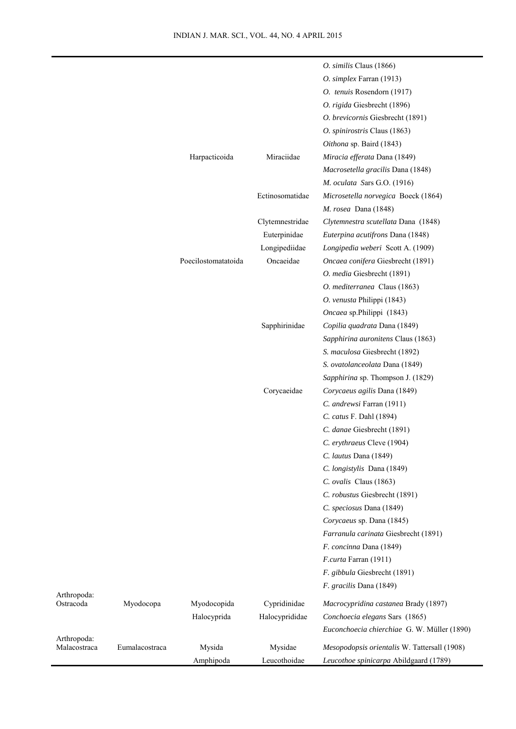| | | | | |
|---|---|---|---|---|
| | | | | *O. similis* Claus (1866) |
| | | | | *O. simplex* Farran (1913) |
| | | | | *O. tenuis* Rosendorn (1917) |
| | | | | *O. rigida* Giesbrecht (1896) |
| | | | | *O. brevicornis* Giesbrecht (1891) |
| | | | | *O. spinirostris* Claus (1863) |
| | | | | *Oithona* sp. Baird (1843) |
| | | Harpacticoida | Miraciidae | *Miracia efferata* Dana (1849) |
| | | | | *Macrosetella gracilis* Dana (1848) |
| | | | | *M. oculata* Sars G.O. (1916) |
| | | | Ectinosomatidae | *Microsetella norvegica* Boeck (1864) |
| | | | | *M. rosea* Dana (1848) |
| | | | Clytemnestridae | *Clytemnestra scutellata* Dana (1848) |
| | | | Euterpinidae | *Euterpina acutifrons* Dana (1848) |
| | | | Longipediidae | *Longipedia weberi* Scott A. (1909) |
| | | Poecilostomatatoida | Oncaeidae | *Oncaea conifera* Giesbrecht (1891) |
| | | | | *O. media* Giesbrecht (1891) |
| | | | | *O. mediterranea* Claus (1863) |
| | | | | *O. venusta* Philippi (1843) |
| | | | | *Oncaea* sp.Philippi (1843) |
| | | | Sapphirinidae | *Copilia quadrata* Dana (1849) |
| | | | | *Sapphirina auronitens* Claus (1863) |
| | | | | *S. maculosa* Giesbrecht (1892) |
| | | | | *S. ovatolanceolata* Dana (1849) |
| | | | | *Sapphirina* sp. Thompson J. (1829) |
| | | | Corycaeidae | *Corycaeus agilis* Dana (1849) |
| | | | | *C. andrewsi* Farran (1911) |
| | | | | *C. catus* F. Dahl (1894) |
| | | | | *C. danae* Giesbrecht (1891) |
| | | | | *C. erythraeus* Cleve (1904) |
| | | | | *C. lautus* Dana (1849) |
| | | | | *C. longistylis* Dana (1849) |
| | | | | *C. ovalis* Claus (1863) |
| | | | | *C. robustus* Giesbrecht (1891) |
| | | | | *C. speciosus* Dana (1849) |
| | | | | *Corycaeus* sp. Dana (1845) |
| | | | | *Farranula carinata* Giesbrecht (1891) |
| | | | | *F. concinna* Dana (1849) |
| | | | | *F.curta* Farran (1911) |
| | | | | *F. gibbula* Giesbrecht (1891) |
| | | | | *F. gracilis* Dana (1849) |
| Arthropoda: Ostracoda | Myodocopa | Myodocopida | Cypridinidae | *Macrocypridina castanea* Brady (1897) |
| | | Halocyprida | Halocyprididae | *Conchoecia elegans* Sars (1865) |
| | | | | *Euconchoecia chierchiae* G. W. Müller (1890) |
| Arthropoda: Malacostraca | Eumalacostraca | Mysida | Mysidae | *Mesopodopsis orientalis* W. Tattersall (1908) |
| | | Amphipoda | Leucothoidae | *Leucothoe spinicarpa* Abildgaard (1789) |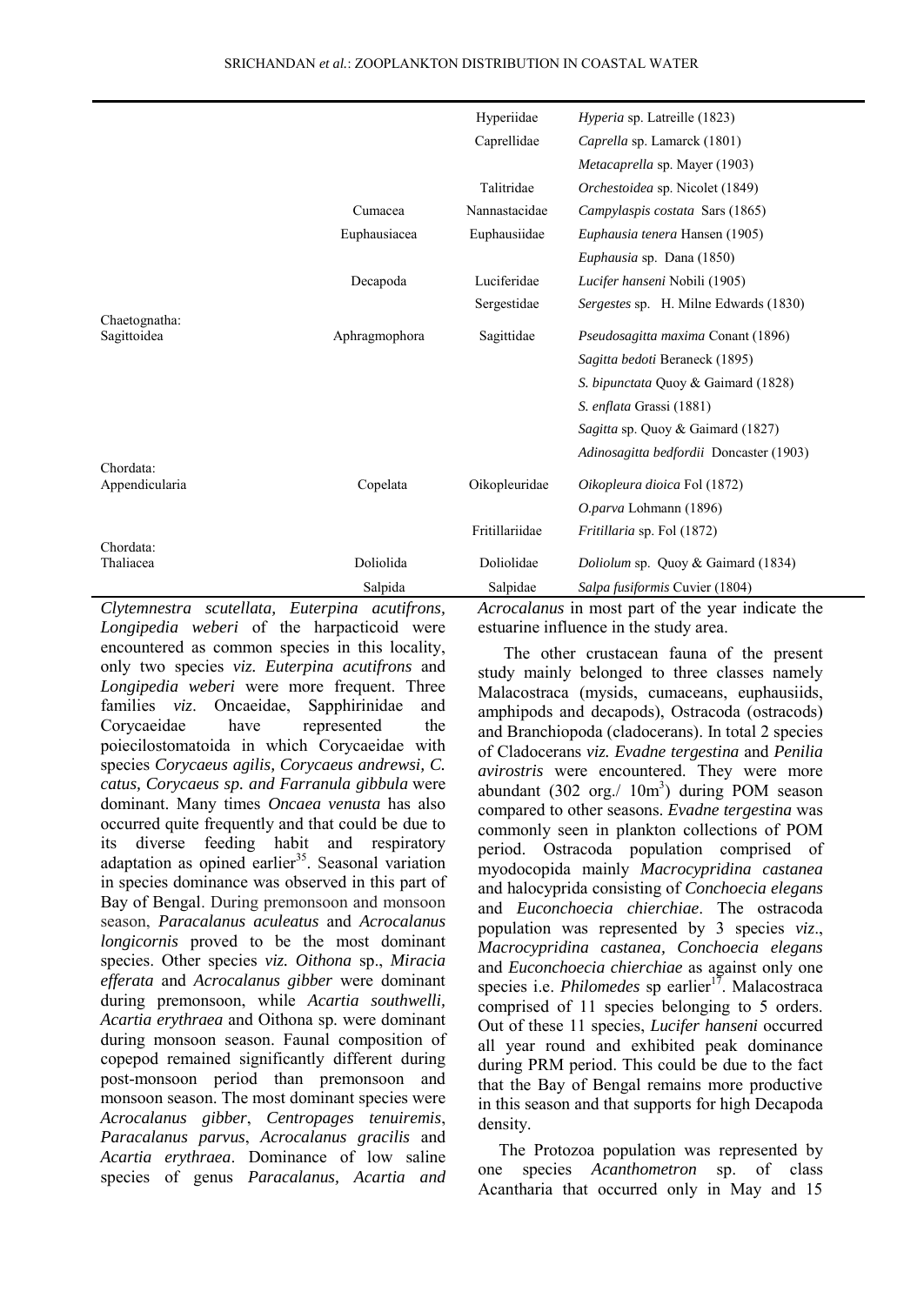| | | Hyperiidae | *Hyperia* sp. Latreille (1823) |
|---|---|---|---|
| | | Caprellidae | *Caprella* sp. Lamarck (1801) |
| | | | *Metacaprella* sp. Mayer (1903) |
| | | Talitridae | *Orchestoidea* sp. Nicolet (1849) |
| | Cumacea | Nannastacidae | *Campylaspis costata* Sars (1865) |
| | Euphausiacea | Euphausiidae | *Euphausia tenera* Hansen (1905) |
| | | | *Euphausia* sp. Dana (1850) |
| | Decapoda | Luciferidae | *Lucifer hanseni* Nobili (1905) |
| | | Sergestidae | *Sergestes* sp. H. Milne Edwards (1830) |
| Chaetognatha: Sagittoidea | Aphragmophora | Sagittidae | *Pseudosagitta maxima* Conant (1896) |
| | | | *Sagitta bedoti* Beraneck (1895) |
| | | | *S. bipunctata* Quoy & Gaimard (1828) |
| | | | *S. enflata* Grassi (1881) |
| | | | *Sagitta* sp. Quoy & Gaimard (1827) |
| | | | *Adinosagitta bedfordii* Doncaster (1903) |
| Chordata: Appendicularia | Copelata | Oikopleuridae | *Oikopleura dioica* Fol (1872) |
| | | | *O.parva* Lohmann (1896) |
| | | Fritillariidae | *Fritillaria* sp. Fol (1872) |
| Chordata: Thaliacea | Doliolida | Doliolidae | *Doliolum* sp. Quoy & Gaimard (1834) |
| | Salpida | Salpidae | *Salpa fusiformis* Cuvier (1804) |

*Clytemnestra scutellata, Euterpina acutifrons, Longipedia weberi* of the harpacticoid were encountered as common species in this locality, only two species *viz. Euterpina acutifrons* and *Longipedia weberi* were more frequent. Three families *viz*. Oncaeidae, Sapphirinidae and Corycaeidae have represented the poiecilostomatoida in which Corycaeidae with species *Corycaeus agilis, Corycaeus andrewsi, C. catus, Corycaeus sp. and Farranula gibbula* were dominant. Many times *Oncaea venusta* has also occurred quite frequently and that could be due to its diverse feeding habit and respiratory adaptation as opined earlier[35]. Seasonal variation in species dominance was observed in this part of Bay of Bengal. During premonsoon and monsoon season, *Paracalanus aculeatus* and *Acrocalanus longicornis* proved to be the most dominant species. Other species *viz. Oithona* sp., *Miracia efferata* and *Acrocalanus gibber* were dominant during premonsoon, while *Acartia southwelli, Acartia erythraea* and Oithona sp. were dominant during monsoon season. Faunal composition of copepod remained significantly different during post-monsoon period than premonsoon and monsoon season. The most dominant species were *Acrocalanus gibber*, *Centropages tenuiremis*, *Paracalanus parvus*, *Acrocalanus gracilis* and *Acartia erythraea*. Dominance of low saline species of genus *Paracalanus, Acartia and Acrocalanus* in most part of the year indicate the estuarine influence in the study area.

The other crustacean fauna of the present study mainly belonged to three classes namely Malacostraca (mysids, cumaceans, euphausiids, amphipods and decapods), Ostracoda (ostracods) and Branchiopoda (cladocerans). In total 2 species of Cladocerans *viz. Evadne tergestina* and *Penilia avirostris* were encountered. They were more abundant (302 org./ $10m^3$) during POM season compared to other seasons. *Evadne tergestina* was commonly seen in plankton collections of POM period. Ostracoda population comprised of myodocopida mainly *Macrocypridina castanea* and halocyprida consisting of *Conchoecia elegans* and *Euconchoecia chierchiae*. The ostracoda population was represented by 3 species *viz*., *Macrocypridina castanea, Conchoecia elegans* and *Euconchoecia chierchiae* as against only one species i.e. *Philomedes* sp earlier[17]. Malacostraca comprised of 11 species belonging to 5 orders. Out of these 11 species, *Lucifer hanseni* occurred all year round and exhibited peak dominance during PRM period. This could be due to the fact that the Bay of Bengal remains more productive in this season and that supports for high Decapoda density.

The Protozoa population was represented by one species *Acanthometron* sp. of class Acantharia that occurred only in May and 15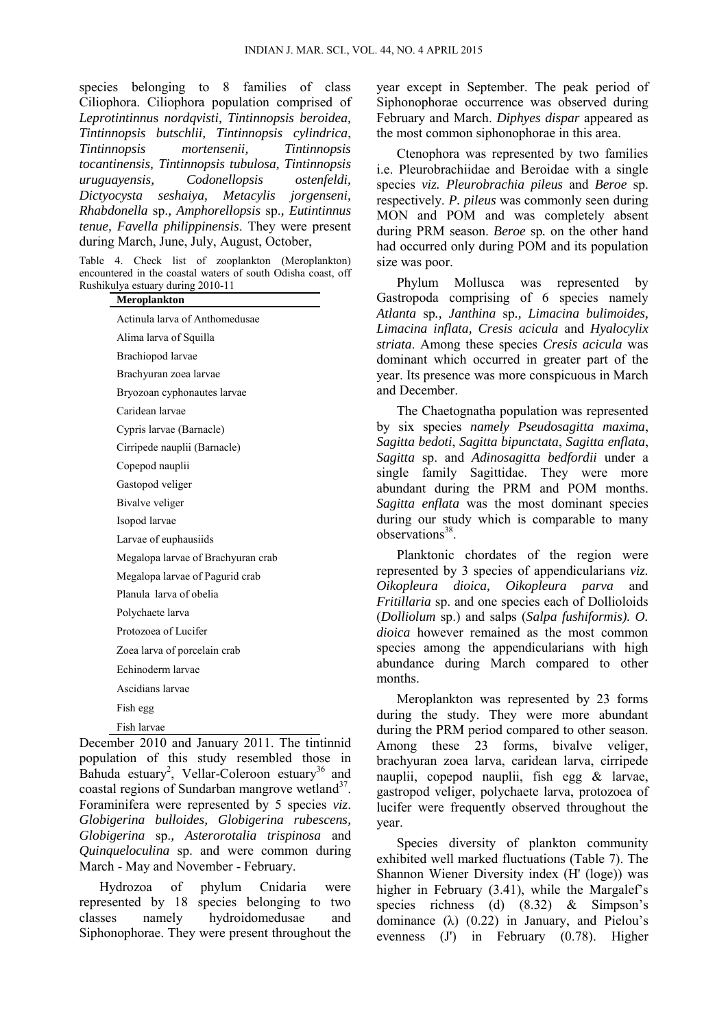species belonging to 8 families of class Ciliophora. Ciliophora population comprised of *Leprotintinnus nordqvisti, Tintinnopsis beroidea, Tintinnopsis butschlii, Tintinnopsis cylindrica, Tintinnopsis mortensenii, Tintinnopsis tocantinensis, Tintinnopsis tubulosa, Tintinnopsis uruguayensis, Codonellopsis ostenfeldi, Dictyocysta seshaiya, Metacylis jorgenseni, Rhabdonella* sp.*, Amphorellopsis* sp.*, Eutintinnus tenue, Favella philippinensis*. They were present during March, June, July, August, October, December 2010 and January 2011. The tintinnid population of this study resembled those in Bahuda estuary[2], Vellar-Coleroon estuary[36] and coastal regions of Sundarban mangrove wetland[37]. Foraminifera were represented by 5 species *viz*. *Globigerina bulloides, Globigerina rubescens, Globigerina* sp.*, Asterorotalia trispinosa* and *Quinqueloculina* sp. and were common during March - May and November - February.

Table 4. Check list of zooplankton (Meroplankton) encountered in the coastal waters of south Odisha coast, off Rushikulya estuary during 2010-11

| Meroplankton |
|---|
| Actinula larva of Anthomedusae |
| Alima larva of Squilla |
| Brachiopod larvae |
| Brachyuran zoea larvae |
| Bryozoan cyphonautes larvae |
| Caridean larvae |
| Cypris larvae (Barnacle) |
| Cirripede nauplii (Barnacle) |
| Copepod nauplii |
| Gastopod veliger |
| Bivalve veliger |
| Isopod larvae |
| Larvae of euphausiids |
| Megalopa larvae of Brachyuran crab |
| Megalopa larvae of Pagurid crab |
| Planula larva of obelia |
| Polychaete larva |
| Protozoea of Lucifer |
| Zoea larva of porcelain crab |
| Echinoderm larvae |
| Ascidians larvae |
| Fish egg |
| Fish larvae |

Hydrozoa of phylum Cnidaria were represented by 18 species belonging to two classes namely hydroidomedusae and Siphonophorae. They were present throughout the year except in September. The peak period of Siphonophorae occurrence was observed during February and March. *Diphyes dispar* appeared as the most common siphonophorae in this area.

Ctenophora was represented by two families i.e. Pleurobrachiidae and Beroidae with a single species *viz. Pleurobrachia pileus* and *Beroe* sp. respectively. *P. pileus* was commonly seen during MON and POM and was completely absent during PRM season. *Beroe* sp. on the other hand had occurred only during POM and its population size was poor.

Phylum Mollusca was represented by Gastropoda comprising of 6 species namely *Atlanta* sp.*, Janthina* sp.*, Limacina bulimoides, Limacina inflata, Cresis acicula* and *Hyalocylix striata*. Among these species *Cresis acicula* was dominant which occurred in greater part of the year. Its presence was more conspicuous in March and December.

The Chaetognatha population was represented by six species *namely Pseudosagitta maxima*, *Sagitta bedoti*, *Sagitta bipunctata*, *Sagitta enflata*, *Sagitta* sp. and *Adinosagitta bedfordii* under a single family Sagittidae. They were more abundant during the PRM and POM months. *Sagitta enflata* was the most dominant species during our study which is comparable to many observations[38].

Planktonic chordates of the region were represented by 3 species of appendicularians *viz. Oikopleura dioica, Oikopleura parva* and *Fritillaria* sp. and one species each of Dollioloids (*Dolliolum* sp.) and salps (*Salpa fushiformis). O. dioica* however remained as the most common species among the appendicularians with high abundance during March compared to other months.

Meroplankton was represented by 23 forms during the study. They were more abundant during the PRM period compared to other season. Among these 23 forms, bivalve veliger, brachyuran zoea larva, caridean larva, cirripede nauplii, copepod nauplii, fish egg & larvae, gastropod veliger, polychaete larva, protozoea of lucifer were frequently observed throughout the year.

Species diversity of plankton community exhibited well marked fluctuations (Table 7). The Shannon Wiener Diversity index (H' (loge)) was higher in February (3.41), while the Margalef's species richness (d) (8.32) & Simpson's dominance (λ) (0.22) in January, and Pielou's evenness (J') in February (0.78). Higher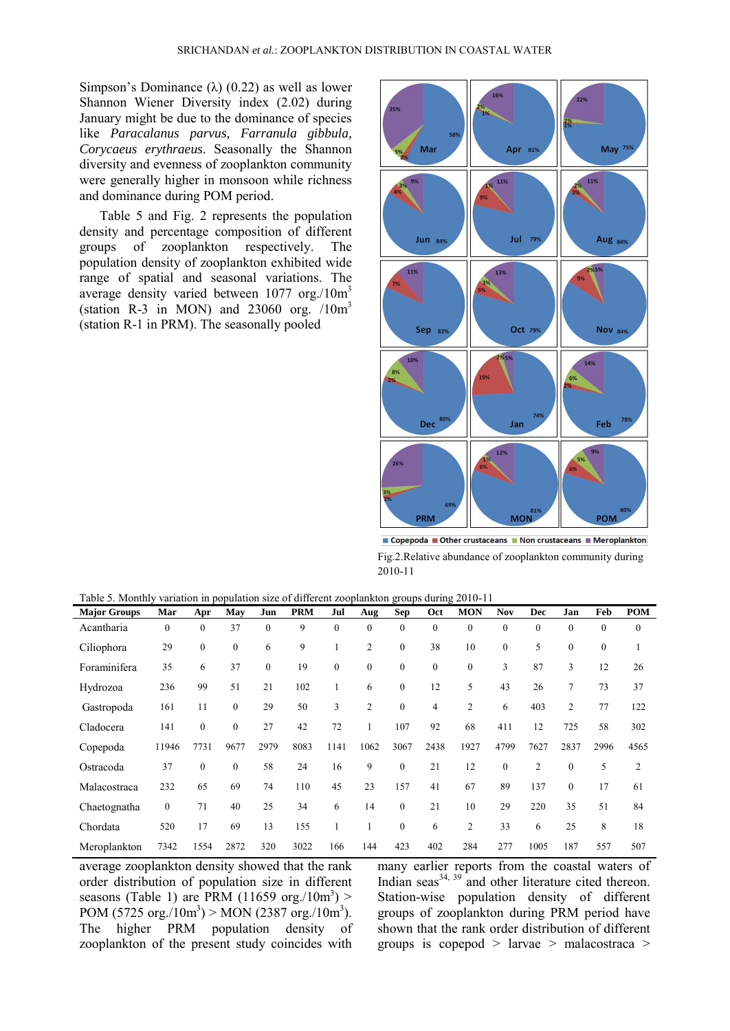Simpson's Dominance (λ) (0.22) as well as lower Shannon Wiener Diversity index (2.02) during January might be due to the dominance of species like *Paracalanus parvus, Farranula gibbula, Corycaeus erythraeus*. Seasonally the Shannon diversity and evenness of zooplankton community were generally higher in monsoon while richness and dominance during POM period.

Table 5 and Fig. 2 represents the population density and percentage composition of different groups of zooplankton respectively. The population density of zooplankton exhibited wide range of spatial and seasonal variations. The average density varied between 1077 org./10m$^3$ (station R-3 in MON) and 23060 org. /10m$^3$ (station R-1 in PRM). The seasonally pooled average zooplankton density showed that the rank order distribution of population size in different seasons (Table 1) are PRM (11659 org./10m$^3$) > POM (5725 org./10m$^3$) > MON (2387 org./10m$^3$). The higher PRM population density of zooplankton of the present study coincides with many earlier reports from the coastal waters of Indian seas[34, 39] and other literature cited thereon. Station-wise population density of different groups of zooplankton during PRM period have shown that the rank order distribution of different groups is copepod > larvae > malacostraca >

Fig.2.Relative abundance of zooplankton community during 2010-11

Table 5. Monthly variation in population size of different zooplankton groups during 2010-11

| Major Groups | Mar | Apr | May | Jun | PRM | Jul | Aug | Sep | Oct | MON | Nov | Dec | Jan | Feb | POM |
|---|---|---|---|---|---|---|---|---|---|---|---|---|---|---|---|
| Acantharia | 0 | 0 | 37 | 0 | 9 | 0 | 0 | 0 | 0 | 0 | 0 | 0 | 0 | 0 | 0 |
| Ciliophora | 29 | 0 | 0 | 6 | 9 | 1 | 2 | 0 | 38 | 10 | 0 | 5 | 0 | 0 | 1 |
| Foraminifera | 35 | 6 | 37 | 0 | 19 | 0 | 0 | 0 | 0 | 0 | 3 | 87 | 3 | 12 | 26 |
| Hydrozoa | 236 | 99 | 51 | 21 | 102 | 1 | 6 | 0 | 12 | 5 | 43 | 26 | 7 | 73 | 37 |
| Gastropoda | 161 | 11 | 0 | 29 | 50 | 3 | 2 | 0 | 4 | 2 | 6 | 403 | 2 | 77 | 122 |
| Cladocera | 141 | 0 | 0 | 27 | 42 | 72 | 1 | 107 | 92 | 68 | 411 | 12 | 725 | 58 | 302 |
| Copepoda | 11946 | 7731 | 9677 | 2979 | 8083 | 1141 | 1062 | 3067 | 2438 | 1927 | 4799 | 7627 | 2837 | 2996 | 4565 |
| Ostracoda | 37 | 0 | 0 | 58 | 24 | 16 | 9 | 0 | 21 | 12 | 0 | 2 | 0 | 5 | 2 |
| Malacostraca | 232 | 65 | 69 | 74 | 110 | 45 | 23 | 157 | 41 | 67 | 89 | 137 | 0 | 17 | 61 |
| Chaetognatha | 0 | 71 | 40 | 25 | 34 | 6 | 14 | 0 | 21 | 10 | 29 | 220 | 35 | 51 | 84 |
| Chordata | 520 | 17 | 69 | 13 | 155 | 1 | 1 | 0 | 6 | 2 | 33 | 6 | 25 | 8 | 18 |
| Meroplankton | 7342 | 1554 | 2872 | 320 | 3022 | 166 | 144 | 423 | 402 | 284 | 277 | 1005 | 187 | 557 | 507 |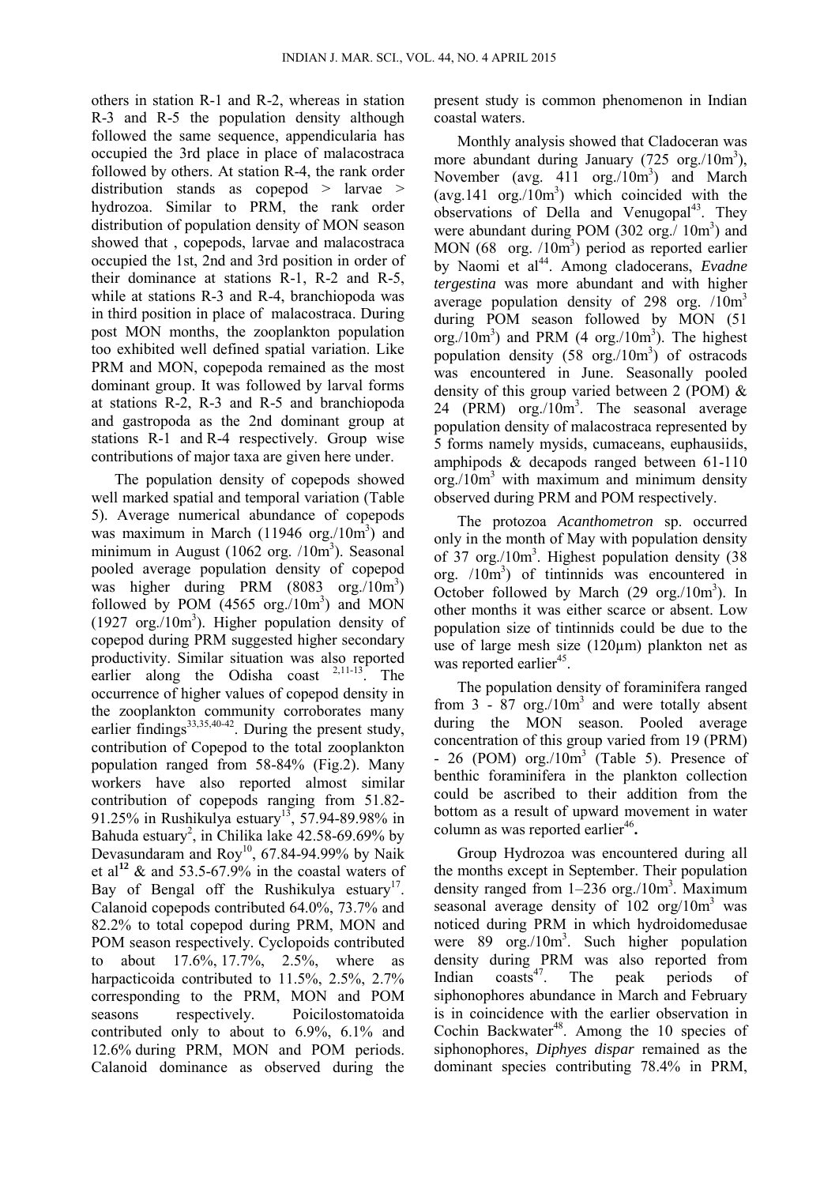others in station R-1 and R-2, whereas in station R-3 and R-5 the population density although followed the same sequence, appendicularia has occupied the 3rd place in place of malacostraca followed by others. At station R-4, the rank order distribution stands as copepod > larvae > hydrozoa. Similar to PRM, the rank order distribution of population density of MON season showed that , copepods, larvae and malacostraca occupied the 1st, 2nd and 3rd position in order of their dominance at stations R-1, R-2 and R-5, while at stations R-3 and R-4, branchiopoda was in third position in place of malacostraca. During post MON months, the zooplankton population too exhibited well defined spatial variation. Like PRM and MON, copepoda remained as the most dominant group. It was followed by larval forms at stations R-2, R-3 and R-5 and branchiopoda and gastropoda as the 2nd dominant group at stations R-1 and R-4 respectively. Group wise contributions of major taxa are given here under.

The population density of copepods showed well marked spatial and temporal variation (Table 5). Average numerical abundance of copepods was maximum in March (11946 org./10m$^3$) and minimum in August (1062 org. /10m$^3$). Seasonal pooled average population density of copepod was higher during PRM (8083 org./10m$^3$) followed by POM (4565 org./10m$^3$) and MON (1927 org./10m$^3$). Higher population density of copepod during PRM suggested higher secondary productivity. Similar situation was also reported earlier along the Odisha coast [2,11-13]. The occurrence of higher values of copepod density in the zooplankton community corroborates many earlier findings[33,35,40-42]. During the present study, contribution of Copepod to the total zooplankton population ranged from 58-84% (Fig.2). Many workers have also reported almost similar contribution of copepods ranging from 51.82-91.25% in Rushikulya estuary[13], 57.94-89.98% in Bahuda estuary[2], in Chilika lake 42.58-69.69% by Devasundaram and Roy[10], 67.84-94.99% by Naik et al[12] & and 53.5-67.9% in the coastal waters of Bay of Bengal off the Rushikulya estuary[17]. Calanoid copepods contributed 64.0%, 73.7% and 82.2% to total copepod during PRM, MON and POM season respectively. Cyclopoids contributed to about 17.6%, 17.7%, 2.5%, where as harpacticoida contributed to 11.5%, 2.5%, 2.7% corresponding to the PRM, MON and POM seasons respectively. Poicilostomatoida contributed only to about to 6.9%, 6.1% and 12.6% during PRM, MON and POM periods. Calanoid dominance as observed during the present study is common phenomenon in Indian coastal waters.

Monthly analysis showed that Cladoceran was more abundant during January (725 org./10m$^3$), November (avg. 411 org./10m$^3$) and March (avg.141 org./10m$^3$) which coincided with the observations of Della and Venugopal[43]. They were abundant during POM (302 org./ 10m$^3$) and MON (68 org. /10m$^3$) period as reported earlier by Naomi et al[44]. Among cladocerans, *Evadne tergestina* was more abundant and with higher average population density of 298 org. /10m$^3$ during POM season followed by MON (51 org./10m$^3$) and PRM (4 org./10m$^3$). The highest population density (58 org./10m$^3$) of ostracods was encountered in June. Seasonally pooled density of this group varied between 2 (POM) & 24 (PRM) org./10m$^3$. The seasonal average population density of malacostraca represented by 5 forms namely mysids, cumaceans, euphausiids, amphipods & decapods ranged between 61-110 org./10m$^3$ with maximum and minimum density observed during PRM and POM respectively.

The protozoa *Acanthometron* sp. occurred only in the month of May with population density of 37 org./10m$^3$. Highest population density (38 org. /10m$^3$) of tintinnids was encountered in October followed by March (29 org./10m$^3$). In other months it was either scarce or absent. Low population size of tintinnids could be due to the use of large mesh size (120µm) plankton net as was reported earlier[45].

The population density of foraminifera ranged from 3 - 87 org./10m$^3$ and were totally absent during the MON season. Pooled average concentration of this group varied from 19 (PRM) - 26 (POM) org./10m$^3$ (Table 5). Presence of benthic foraminifera in the plankton collection could be ascribed to their addition from the bottom as a result of upward movement in water column as was reported earlier[46]**.**

Group Hydrozoa was encountered during all the months except in September. Their population density ranged from 1–236 org./10m$^3$. Maximum seasonal average density of 102 org/10m$^3$ was noticed during PRM in which hydroidomedusae were 89 org./10m$^3$. Such higher population density during PRM was also reported from Indian coasts[47]. The peak periods of siphonophores abundance in March and February is in coincidence with the earlier observation in Cochin Backwater[48]. Among the 10 species of siphonophores, *Diphyes dispar* remained as the dominant species contributing 78.4% in PRM,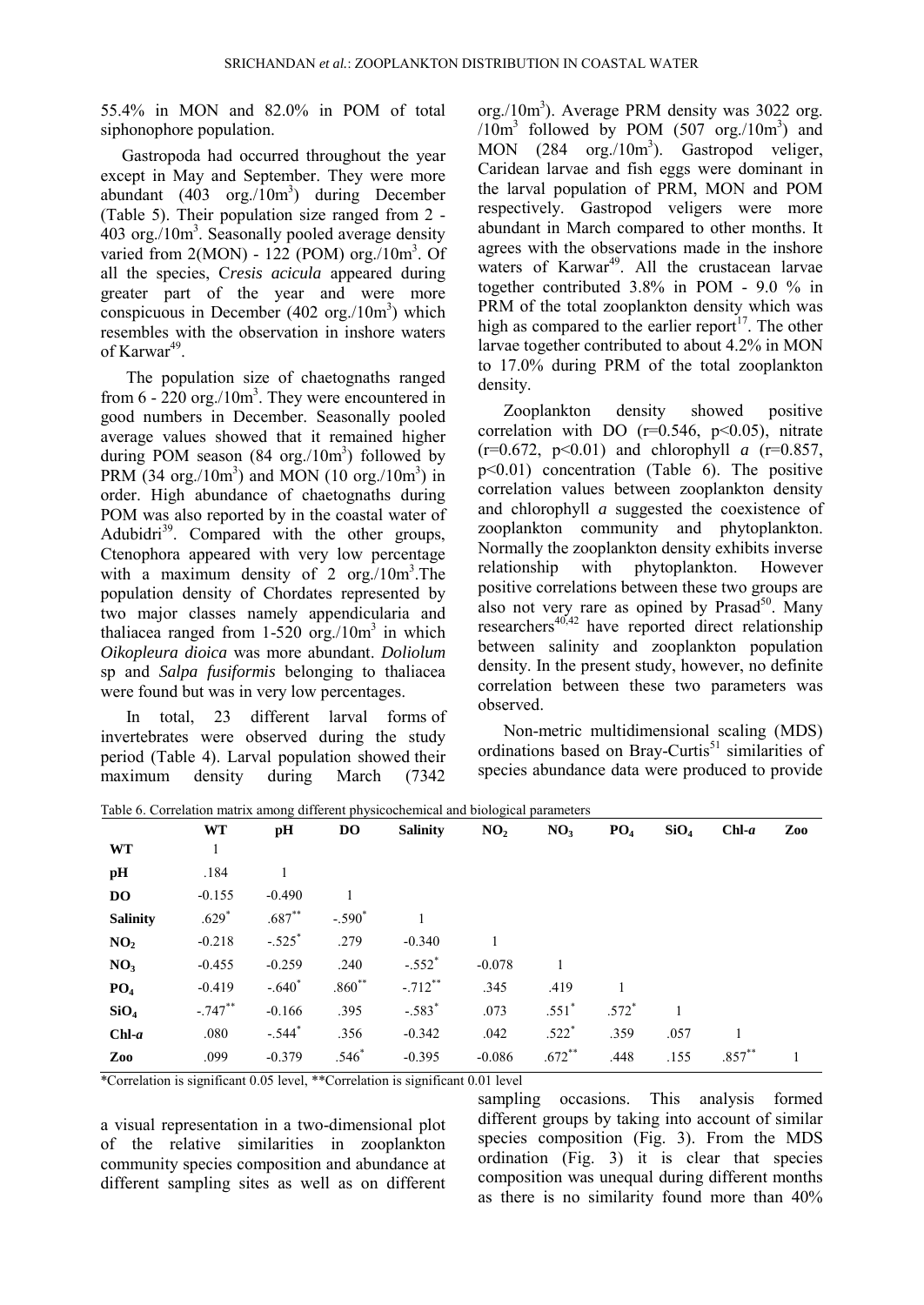55.4% in MON and 82.0% in POM of total siphonophore population.

Gastropoda had occurred throughout the year except in May and September. They were more abundant (403 org./10m$^3$) during December (Table 5). Their population size ranged from 2 - 403 org./10m$^3$. Seasonally pooled average density varied from 2(MON) - 122 (POM) org./10m$^3$. Of all the species, C*resis acicula* appeared during greater part of the year and were more conspicuous in December (402 org./10m$^3$) which resembles with the observation in inshore waters of Karwar[49].

The population size of chaetognaths ranged from 6 - 220 org./10m$^3$. They were encountered in good numbers in December. Seasonally pooled average values showed that it remained higher during POM season (84 org./10m$^3$) followed by PRM (34 org./10m$^3$) and MON (10 org./10m$^3$) in order. High abundance of chaetognaths during POM was also reported by in the coastal water of Adubidri[39]. Compared with the other groups, Ctenophora appeared with very low percentage with a maximum density of 2 org./10m$^3$.The population density of Chordates represented by two major classes namely appendicularia and thaliacea ranged from 1-520 org./10m$^3$ in which *Oikopleura dioica* was more abundant. *Doliolum* sp and *Salpa fusiformis* belonging to thaliacea were found but was in very low percentages.

In total, 23 different larval forms of invertebrates were observed during the study period (Table 4). Larval population showed their maximum density during March (7342 org./10m$^3$). Average PRM density was 3022 org./10m$^3$ followed by POM (507 org./10m$^3$) and MON (284 org./10m$^3$). Gastropod veliger, Caridean larvae and fish eggs were dominant in the larval population of PRM, MON and POM respectively. Gastropod veligers were more abundant in March compared to other months. It agrees with the observations made in the inshore waters of Karwar[49]. All the crustacean larvae together contributed 3.8% in POM - 9.0 % in PRM of the total zooplankton density which was high as compared to the earlier report[17]. The other larvae together contributed to about 4.2% in MON to 17.0% during PRM of the total zooplankton density.

Zooplankton density showed positive correlation with DO ($r$=0.546, $p$<0.05), nitrate ($r$=0.672, $p$<0.01) and chlorophyll *a* ($r$=0.857, $p$<0.01) concentration (Table 6). The positive correlation values between zooplankton density and chlorophyll *a* suggested the coexistence of zooplankton community and phytoplankton. Normally the zooplankton density exhibits inverse relationship with phytoplankton. However positive correlations between these two groups are also not very rare as opined by Prasad[50]. Many researchers[40,42] have reported direct relationship between salinity and zooplankton population density. In the present study, however, no definite correlation between these two parameters was observed.

Non-metric multidimensional scaling (MDS) ordinations based on Bray-Curtis[51] similarities of species abundance data were produced to provide a visual representation in a two-dimensional plot of the relative similarities in zooplankton community species composition and abundance at different sampling sites as well as on different sampling occasions. This analysis formed different groups by taking into account of similar species composition (Fig. 3). From the MDS ordination (Fig. 3) it is clear that species composition was unequal during different months as there is no similarity found more than 40%

Table 6. Correlation matrix among different physicochemical and biological parameters

| | WT | pH | DO | Salinity | $NO_2$ | $NO_3$ | $PO_4$ | $SiO_4$ | Chl-*a* | Zoo |
|---|---|---|---|---|---|---|---|---|---|---|
| **WT** | 1 | | | | | | | | | |
| **pH** | .184 | 1 | | | | | | | | |
| **DO** | -0.155 | -0.490 | 1 | | | | | | | |
| **Salinity** | .629* | .687** | -.590* | 1 | | | | | | |
| **$NO_2$** | -0.218 | -.525* | .279 | -0.340 | 1 | | | | | |
| **$NO_3$** | -0.455 | -0.259 | .240 | -.552* | -0.078 | 1 | | | | |
| **$PO_4$** | -0.419 | -.640* | .860** | -.712** | .345 | .419 | 1 | | | |
| **$SiO_4$** | -.747** | -0.166 | .395 | -.583* | .073 | .551* | .572* | 1 | | |
| **Chl-*a*** | .080 | -.544* | .356 | -0.342 | .042 | .522* | .359 | .057 | 1 | |
| **Zoo** | .099 | -0.379 | .546* | -0.395 | -0.086 | .672** | .448 | .155 | .857** | 1 |

*Correlation is significant 0.05 level, **Correlation is significant 0.01 level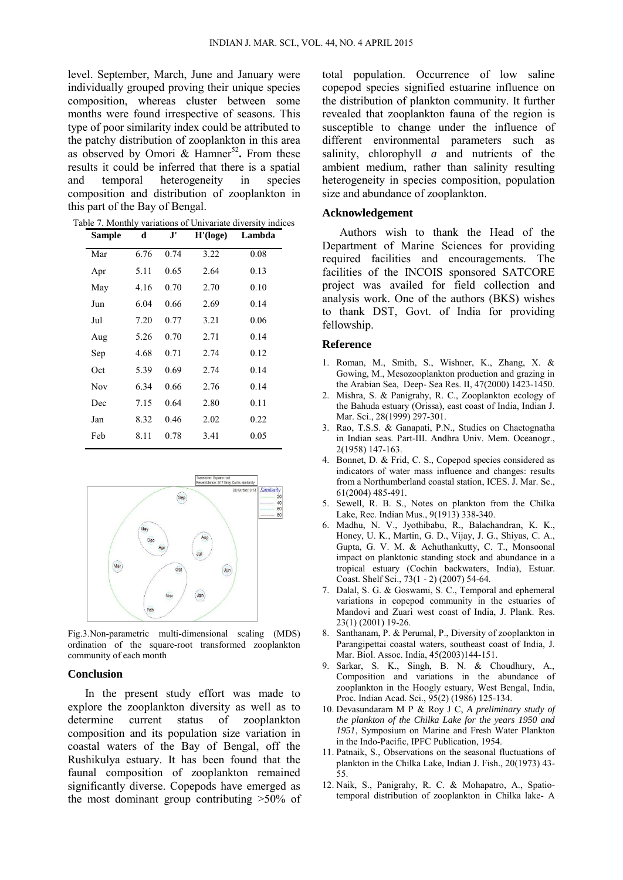level. September, March, June and January were individually grouped proving their unique species composition, whereas cluster between some months were found irrespective of seasons. This type of poor similarity index could be attributed to the patchy distribution of zooplankton in this area as observed by Omori & Hamner[52]. From these results it could be inferred that there is a spatial and temporal heterogeneity in species composition and distribution of zooplankton in this part of the Bay of Bengal.

Table 7. Monthly variations of Univariate diversity indices

| Sample | d | J' | H'(loge) | Lambda |
|---|---|---|---|---|
| Mar | 6.76 | 0.74 | 3.22 | 0.08 |
| Apr | 5.11 | 0.65 | 2.64 | 0.13 |
| May | 4.16 | 0.70 | 2.70 | 0.10 |
| Jun | 6.04 | 0.66 | 2.69 | 0.14 |
| Jul | 7.20 | 0.77 | 3.21 | 0.06 |
| Aug | 5.26 | 0.70 | 2.71 | 0.14 |
| Sep | 4.68 | 0.71 | 2.74 | 0.12 |
| Oct | 5.39 | 0.69 | 2.74 | 0.14 |
| Nov | 6.34 | 0.66 | 2.76 | 0.14 |
| Dec | 7.15 | 0.64 | 2.80 | 0.11 |
| Jan | 8.32 | 0.46 | 2.02 | 0.22 |
| Feb | 8.11 | 0.78 | 3.41 | 0.05 |

Fig.3.Non-parametric multi-dimensional scaling (MDS) ordination of the square-root transformed zooplankton community of each month

## Conclusion

In the present study effort was made to explore the zooplankton diversity as well as to determine current status of zooplankton composition and its population size variation in coastal waters of the Bay of Bengal, off the Rushikulya estuary. It has been found that the faunal composition of zooplankton remained significantly diverse. Copepods have emerged as the most dominant group contributing >50% of total population. Occurrence of low saline copepod species signified estuarine influence on the distribution of plankton community. It further revealed that zooplankton fauna of the region is susceptible to change under the influence of different environmental parameters such as salinity, chlorophyll *a* and nutrients of the ambient medium, rather than salinity resulting heterogeneity in species composition, population size and abundance of zooplankton.

## Acknowledgement

Authors wish to thank the Head of the Department of Marine Sciences for providing required facilities and encouragements. The facilities of the INCOIS sponsored SATCORE project was availed for field collection and analysis work. One of the authors (BKS) wishes to thank DST, Govt. of India for providing fellowship.

## Reference

1. Roman, M., Smith, S., Wishner, K., Zhang, X. & Gowing, M., Mesozooplankton production and grazing in the Arabian Sea, Deep- Sea Res. II, 47(2000) 1423-1450.
2. Mishra, S. & Panigrahy, R. C., Zooplankton ecology of the Bahuda estuary (Orissa), east coast of India, Indian J. Mar. Sci., 28(1999) 297-301.
3. Rao, T.S.S. & Ganapati, P.N., Studies on Chaetognatha in Indian seas. Part-III. Andhra Univ. Mem. Oceanogr., 2(1958) 147-163.
4. Bonnet, D. & Frid, C. S., Copepod species considered as indicators of water mass influence and changes: results from a Northumberland coastal station, ICES. J. Mar. Sc., 61(2004) 485-491.
5. Sewell, R. B. S., Notes on plankton from the Chilka Lake, Rec. Indian Mus., 9(1913) 338-340.
6. Madhu, N. V., Jyothibabu, R., Balachandran, K. K., Honey, U. K., Martin, G. D., Vijay, J. G., Shiyas, C. A., Gupta, G. V. M. & Achuthankutty, C. T., Monsoonal impact on planktonic standing stock and abundance in a tropical estuary (Cochin backwaters, India), Estuar. Coast. Shelf Sci., 73(1 - 2) (2007) 54-64.
7. Dalal, S. G. & Goswami, S. C., Temporal and ephemeral variations in copepod community in the estuaries of Mandovi and Zuari west coast of India, J. Plank. Res. 23(1) (2001) 19-26.
8. Santhanam, P. & Perumal, P., Diversity of zooplankton in Parangipettai coastal waters, southeast coast of India, J. Mar. Biol. Assoc. India, 45(2003)144-151.
9. Sarkar, S. K., Singh, B. N. & Choudhury, A., Composition and variations in the abundance of zooplankton in the Hoogly estuary, West Bengal, India, Proc. Indian Acad. Sci., 95(2) (1986) 125-134.
10. Devasundaram M P & Roy J C, *A preliminary study of the plankton of the Chilka Lake for the years 1950 and 1951*, Symposium on Marine and Fresh Water Plankton in the Indo-Pacific, IPFC Publication, 1954.
11. Patnaik, S., Observations on the seasonal fluctuations of plankton in the Chilka Lake, Indian J. Fish., 20(1973) 43-55.
12. Naik, S., Panigrahy, R. C. & Mohapatro, A., Spatio-temporal distribution of zooplankton in Chilka lake- A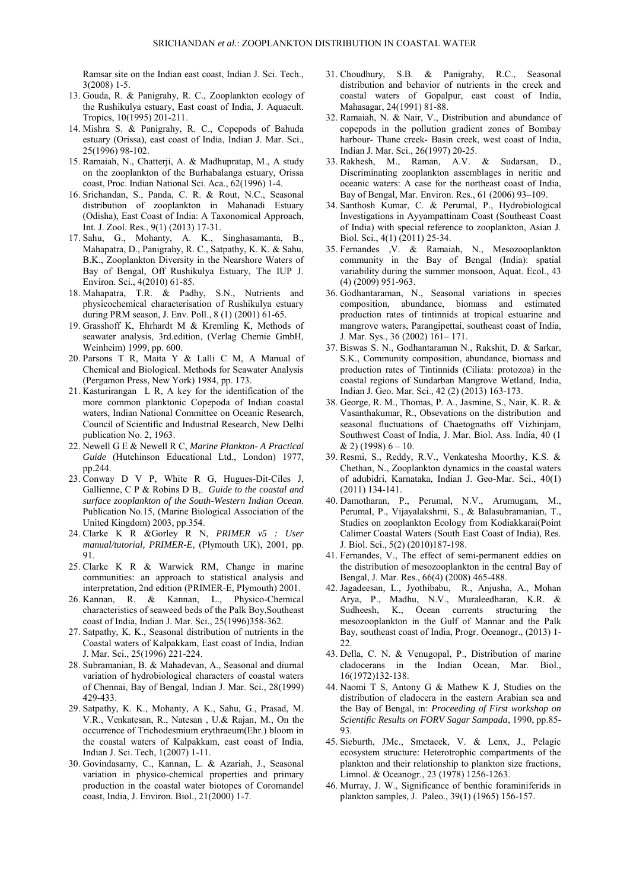Ramsar site on the Indian east coast, Indian J. Sci. Tech., 3(2008) 1-5.

13. Gouda, R. & Panigrahy, R. C., Zooplankton ecology of the Rushikulya estuary, East coast of India, J. Aquacult. Tropics, 10(1995) 201-211.
14. Mishra S. & Panigrahy, R. C., Copepods of Bahuda estuary (Orissa), east coast of India, Indian J. Mar. Sci., 25(1996) 98-102.
15. Ramaiah, N., Chatterji, A. & Madhupratap, M., A study on the zooplankton of the Burhabalanga estuary, Orissa coast, Proc. Indian National Sci. Aca., 62(1996) 1-4.
16. Srichandan, S., Panda, C. R. & Rout, N.C., Seasonal distribution of zooplankton in Mahanadi Estuary (Odisha), East Coast of India: A Taxonomical Approach, Int. J. Zool. Res., 9(1) (2013) 17-31.
17. Sahu, G., Mohanty, A. K., Singhasamanta, B., Mahapatra, D., Panigrahy, R. C., Satpathy, K. K. & Sahu, B.K., Zooplankton Diversity in the Nearshore Waters of Bay of Bengal, Off Rushikulya Estuary, The IUP J. Environ. Sci., 4(2010) 61-85.
18. Mahapatra, T.R. & Padhy, S.N., Nutrients and physicochemical characterisation of Rushikulya estuary during PRM season, J. Env. Poll., 8 (1) (2001) 61-65.
19. Grasshoff K, Ehrhardt M & Kremling K, Methods of seawater analysis, 3rd.edition, (Verlag Chemie GmbH, Weinheim) 1999, pp. 600.
20. Parsons T R, Maita Y & Lalli C M, A Manual of Chemical and Biological. Methods for Seawater Analysis (Pergamon Press, New York) 1984, pp. 173.
21. Kasturirangan L R, A key for the identification of the more common planktonic Copepoda of Indian coastal waters, Indian National Committee on Oceanic Research, Council of Scientific and Industrial Research, New Delhi publication No. 2, 1963.
22. Newell G E & Newell R C, *Marine Plankton- A Practical Guide* (Hutchinson Educational Ltd., London) 1977, pp.244.
23. Conway D V P, White R G, Hugues-Dit-Ciles J, Gallienne, C P & Robins D B,. *Guide to the coastal and surface zooplankton of the South-Western Indian Ocean*. Publication No.15, (Marine Biological Association of the United Kingdom) 2003, pp.354.
24. Clarke K R &Gorley R N, *PRIMER v5 : User manual/tutorial, PRIMER-E*, (Plymouth UK), 2001, pp. 91.
25. Clarke K R & Warwick RM, Change in marine communities: an approach to statistical analysis and interpretation, 2nd edition (PRIMER-E, Plymouth) 2001.
26. Kannan, R. & Kannan, L., Physico-Chemical characteristics of seaweed beds of the Palk Boy,Southeast coast of India, Indian J. Mar. Sci., 25(1996)358-362.
27. Satpathy, K. K., Seasonal distribution of nutrients in the Coastal waters of Kalpakkam, East coast of India, Indian J. Mar. Sci., 25(1996) 221-224.
28. Subramanian, B. & Mahadevan, A., Seasonal and diurnal variation of hydrobiological characters of coastal waters of Chennai, Bay of Bengal, Indian J. Mar. Sci., 28(1999) 429-433.
29. Satpathy, K. K., Mohanty, A K., Sahu, G., Prasad, M. V.R., Venkatesan, R., Natesan , U.& Rajan, M., On the occurrence of Trichodesmium erythraeum(Ehr.) bloom in the coastal waters of Kalpakkam, east coast of India, Indian J. Sci. Tech, 1(2007) 1-11.
30. Govindasamy, C., Kannan, L. & Azariah, J., Seasonal variation in physico-chemical properties and primary production in the coastal water biotopes of Coromandel coast, India, J. Environ. Biol., 21(2000) 1-7.
31. Choudhury, S.B. & Panigrahy, R.C., Seasonal distribution and behavior of nutrients in the creek and coastal waters of Gopalpur, east coast of India, Mahasagar, 24(1991) 81-88.
32. Ramaiah, N. & Nair, V., Distribution and abundance of copepods in the pollution gradient zones of Bombay harbour- Thane creek- Basin creek, west coast of India, Indian J. Mar. Sci., 26(1997) 20-25.
33. Rakhesh, M., Raman, A.V. & Sudarsan, D., Discriminating zooplankton assemblages in neritic and oceanic waters: A case for the northeast coast of India, Bay of Bengal, Mar. Environ. Res., 61 (2006) 93–109.
34. Santhosh Kumar, C. & Perumal, P., Hydrobiological Investigations in Ayyampattinam Coast (Southeast Coast of India) with special reference to zooplankton, Asian J. Biol. Sci., 4(1) (2011) 25-34.
35. Fernandes ,V. & Ramaiah, N., Mesozooplankton community in the Bay of Bengal (India): spatial variability during the summer monsoon, Aquat. Ecol., 43 (4) (2009) 951-963.
36. Godhantaraman, N., Seasonal variations in species composition, abundance, biomass and estimated production rates of tintinnids at tropical estuarine and mangrove waters, Parangipettai, southeast coast of India, J. Mar. Sys., 36 (2002) 161– 171.
37. Biswas S. N., Godhantaraman N., Rakshit, D. & Sarkar, S.K., Community composition, abundance, biomass and production rates of Tintinnids (Ciliata: protozoa) in the coastal regions of Sundarban Mangrove Wetland, India, Indian J. Geo. Mar. Sci., 42 (2) (2013) 163-173.
38. George, R. M., Thomas, P. A., Jasmine, S., Nair, K. R. & Vasanthakumar, R., Obsevations on the distribution and seasonal fluctuations of Chaetognaths off Vizhinjam, Southwest Coast of India, J. Mar. Biol. Ass. India, 40 (1 & 2) (1998) 6 – 10.
39. Resmi, S., Reddy, R.V., Venkatesha Moorthy, K.S. & Chethan, N., Zooplankton dynamics in the coastal waters of adubidri, Karnataka, Indian J. Geo-Mar. Sci., 40(1) (2011) 134-141.
40. Damotharan, P., Perumal, N.V., Arumugam, M., Perumal, P., Vijayalakshmi, S., & Balasubramanian, T., Studies on zooplankton Ecology from Kodiakkarai(Point Calimer Coastal Waters (South East Coast of India), Res. J. Biol. Sci., 5(2) (2010)187-198.
41. Fernandes, V., The effect of semi-permanent eddies on the distribution of mesozooplankton in the central Bay of Bengal, J. Mar. Res., 66(4) (2008) 465-488.
42. Jagadeesan, L., Jyothibabu, R., Anjusha, A., Mohan Arya, P., Madhu, N.V., Muraleedharan, K.R. & Sudheesh, K., Ocean currents structuring the mesozooplankton in the Gulf of Mannar and the Palk Bay, southeast coast of India, Progr. Oceanogr., (2013) 1-22.
43. Della, C. N. & Venugopal, P., Distribution of marine cladocerans in the Indian Ocean, Mar. Biol., 16(1972)132-138.
44. Naomi T S, Antony G & Mathew K J, Studies on the distribution of cladocera in the eastern Arabian sea and the Bay of Bengal, in: *Proceeding of First workshop on Scientific Results on FORV Sagar Sampada*, 1990, pp.85-93.
45. Sieburth, JMc., Smetacek, V. & Lenx, J., Pelagic ecosystem structure: Heterotrophic compartments of the plankton and their relationship to plankton size fractions, Limnol. & Oceanogr., 23 (1978) 1256-1263.
46. Murray, J. W., Significance of benthic foraminiferids in plankton samples, J. Paleo., 39(1) (1965) 156-157.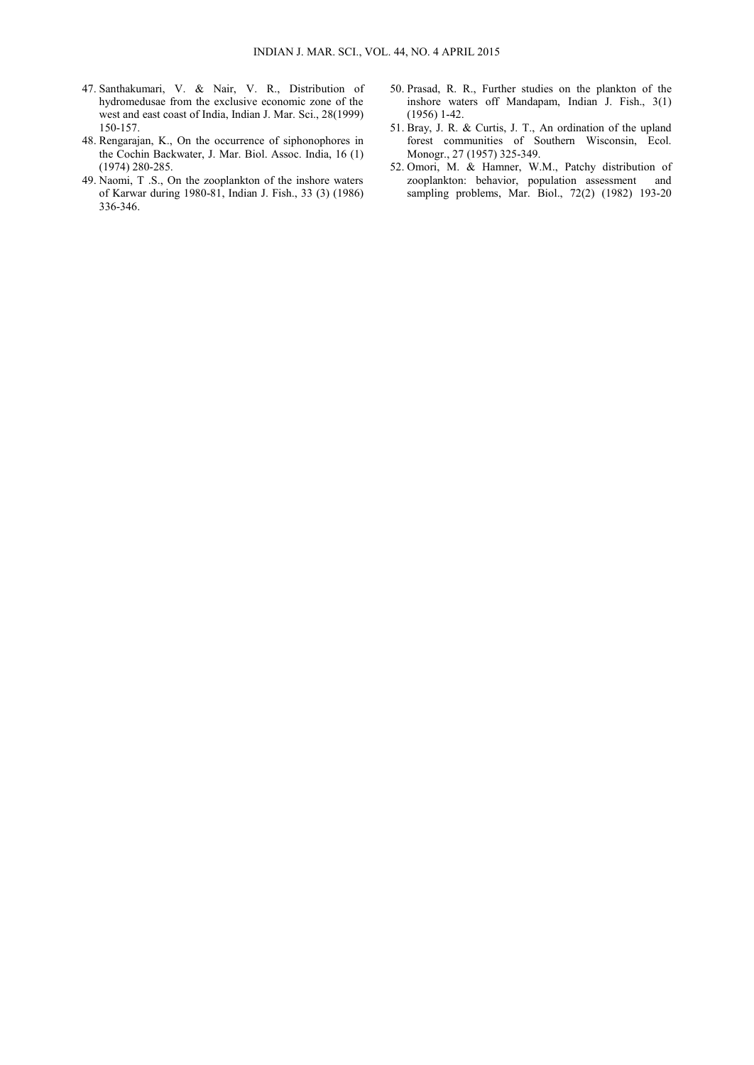47. Santhakumari, V. & Nair, V. R., Distribution of hydromedusae from the exclusive economic zone of the west and east coast of India, Indian J. Mar. Sci., 28(1999) 150-157.
48. Rengarajan, K., On the occurrence of siphonophores in the Cochin Backwater, J. Mar. Biol. Assoc. India, 16 (1) (1974) 280-285.
49. Naomi, T .S., On the zooplankton of the inshore waters of Karwar during 1980-81, Indian J. Fish., 33 (3) (1986) 336-346.
50. Prasad, R. R., Further studies on the plankton of the inshore waters off Mandapam, Indian J. Fish., 3(1) (1956) 1-42.
51. Bray, J. R. & Curtis, J. T., An ordination of the upland forest communities of Southern Wisconsin, Ecol. Monogr., 27 (1957) 325-349.
52. Omori, M. & Hamner, W.M., Patchy distribution of zooplankton: behavior, population assessment and sampling problems, Mar. Biol., 72(2) (1982) 193-20